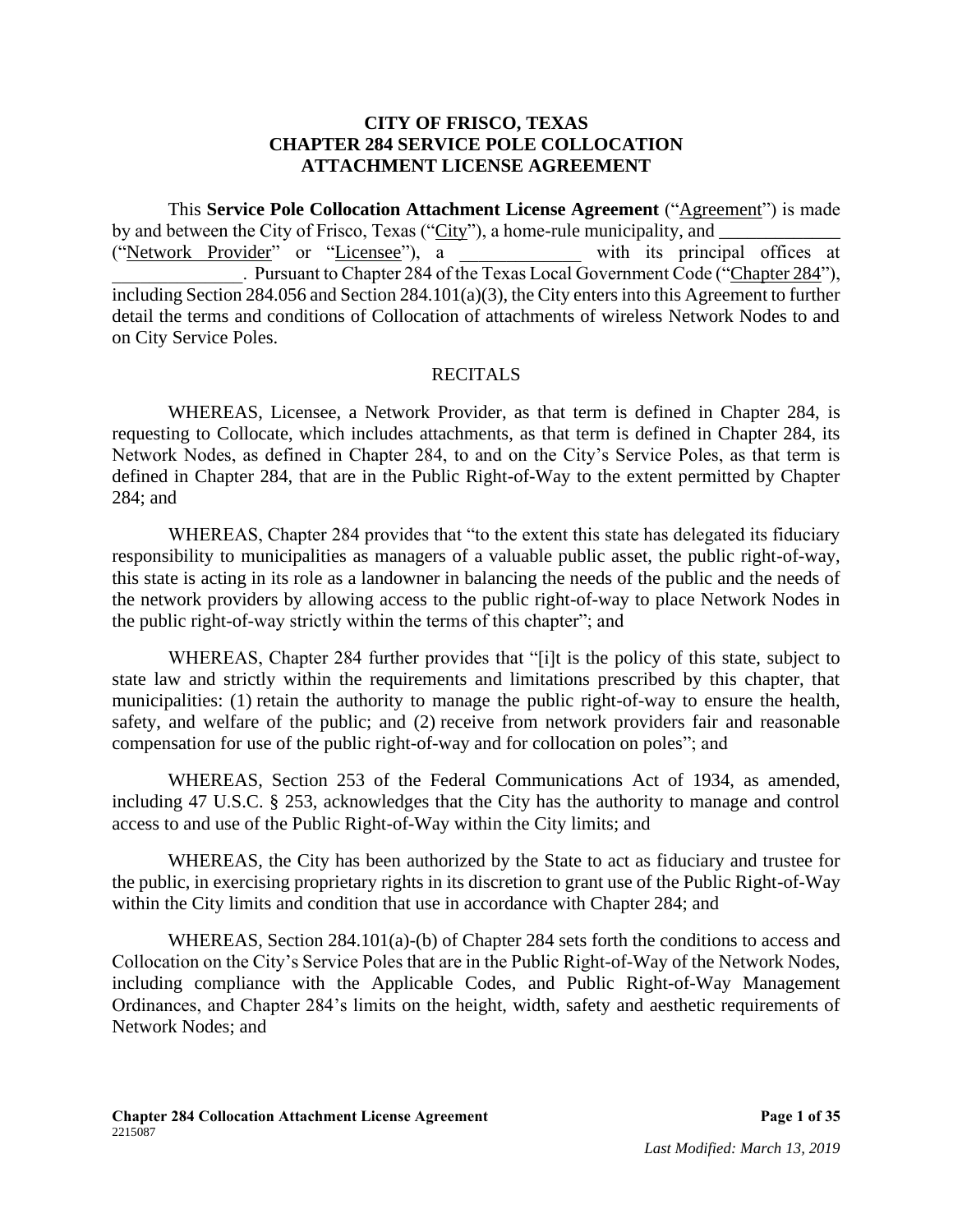# CITY OF FRISCO, TEXAS
# CHAPTER 284 SERVICE POLE COLLOCATION ATTACHMENT LICENSE AGREEMENT

This **Service Pole Collocation Attachment License Agreement** ("Agreement") is made by and between the City of Frisco, Texas ("City"), a home-rule municipality, and _____________ ("Network Provider" or "Licensee"), a _____________ with its principal offices at ______________. Pursuant to Chapter 284 of the Texas Local Government Code ("Chapter 284"), including Section 284.056 and Section 284.101(a)(3), the City enters into this Agreement to further detail the terms and conditions of Collocation of attachments of wireless Network Nodes to and on City Service Poles.

## RECITALS

WHEREAS, Licensee, a Network Provider, as that term is defined in Chapter 284, is requesting to Collocate, which includes attachments, as that term is defined in Chapter 284, its Network Nodes, as defined in Chapter 284, to and on the City's Service Poles, as that term is defined in Chapter 284, that are in the Public Right-of-Way to the extent permitted by Chapter 284; and

WHEREAS, Chapter 284 provides that "to the extent this state has delegated its fiduciary responsibility to municipalities as managers of a valuable public asset, the public right-of-way, this state is acting in its role as a landowner in balancing the needs of the public and the needs of the network providers by allowing access to the public right-of-way to place Network Nodes in the public right-of-way strictly within the terms of this chapter"; and

WHEREAS, Chapter 284 further provides that "[i]t is the policy of this state, subject to state law and strictly within the requirements and limitations prescribed by this chapter, that municipalities: (1) retain the authority to manage the public right-of-way to ensure the health, safety, and welfare of the public; and (2) receive from network providers fair and reasonable compensation for use of the public right-of-way and for collocation on poles"; and

WHEREAS, Section 253 of the Federal Communications Act of 1934, as amended, including 47 U.S.C. § 253, acknowledges that the City has the authority to manage and control access to and use of the Public Right-of-Way within the City limits; and

WHEREAS, the City has been authorized by the State to act as fiduciary and trustee for the public, in exercising proprietary rights in its discretion to grant use of the Public Right-of-Way within the City limits and condition that use in accordance with Chapter 284; and

WHEREAS, Section 284.101(a)-(b) of Chapter 284 sets forth the conditions to access and Collocation on the City's Service Poles that are in the Public Right-of-Way of the Network Nodes, including compliance with the Applicable Codes, and Public Right-of-Way Management Ordinances, and Chapter 284's limits on the height, width, safety and aesthetic requirements of Network Nodes; and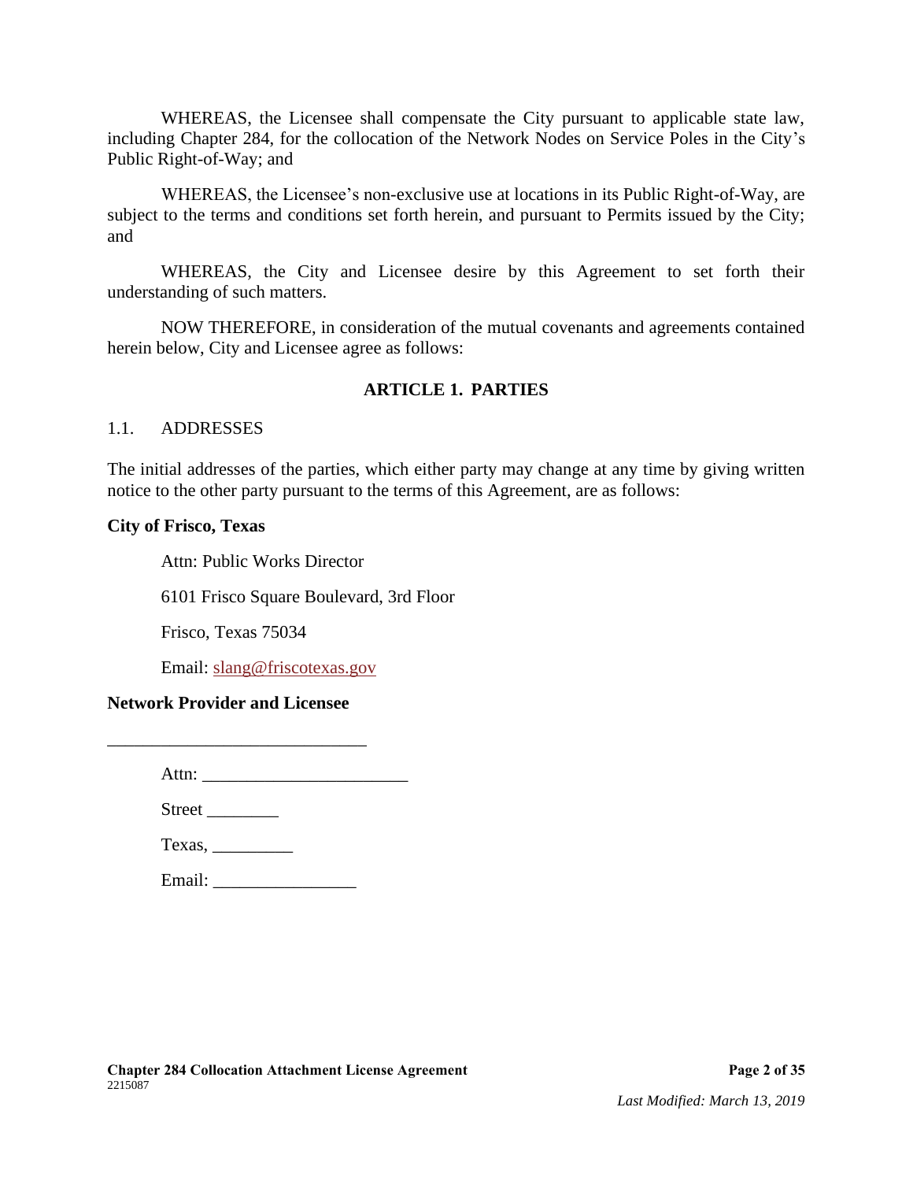WHEREAS, the Licensee shall compensate the City pursuant to applicable state law, including Chapter 284, for the collocation of the Network Nodes on Service Poles in the City's Public Right-of-Way; and

WHEREAS, the Licensee's non-exclusive use at locations in its Public Right-of-Way, are subject to the terms and conditions set forth herein, and pursuant to Permits issued by the City; and

WHEREAS, the City and Licensee desire by this Agreement to set forth their understanding of such matters.

NOW THEREFORE, in consideration of the mutual covenants and agreements contained herein below, City and Licensee agree as follows:

## ARTICLE 1. PARTIES

### 1.1. ADDRESSES

The initial addresses of the parties, which either party may change at any time by giving written notice to the other party pursuant to the terms of this Agreement, are as follows:

**City of Frisco, Texas**

Attn: Public Works Director

6101 Frisco Square Boulevard, 3rd Floor

Frisco, Texas 75034

Email: slang@friscotexas.gov

**Network Provider and Licensee**

_____________________________

Attn: ______________________

Street ________

Texas, _________

Email: _______________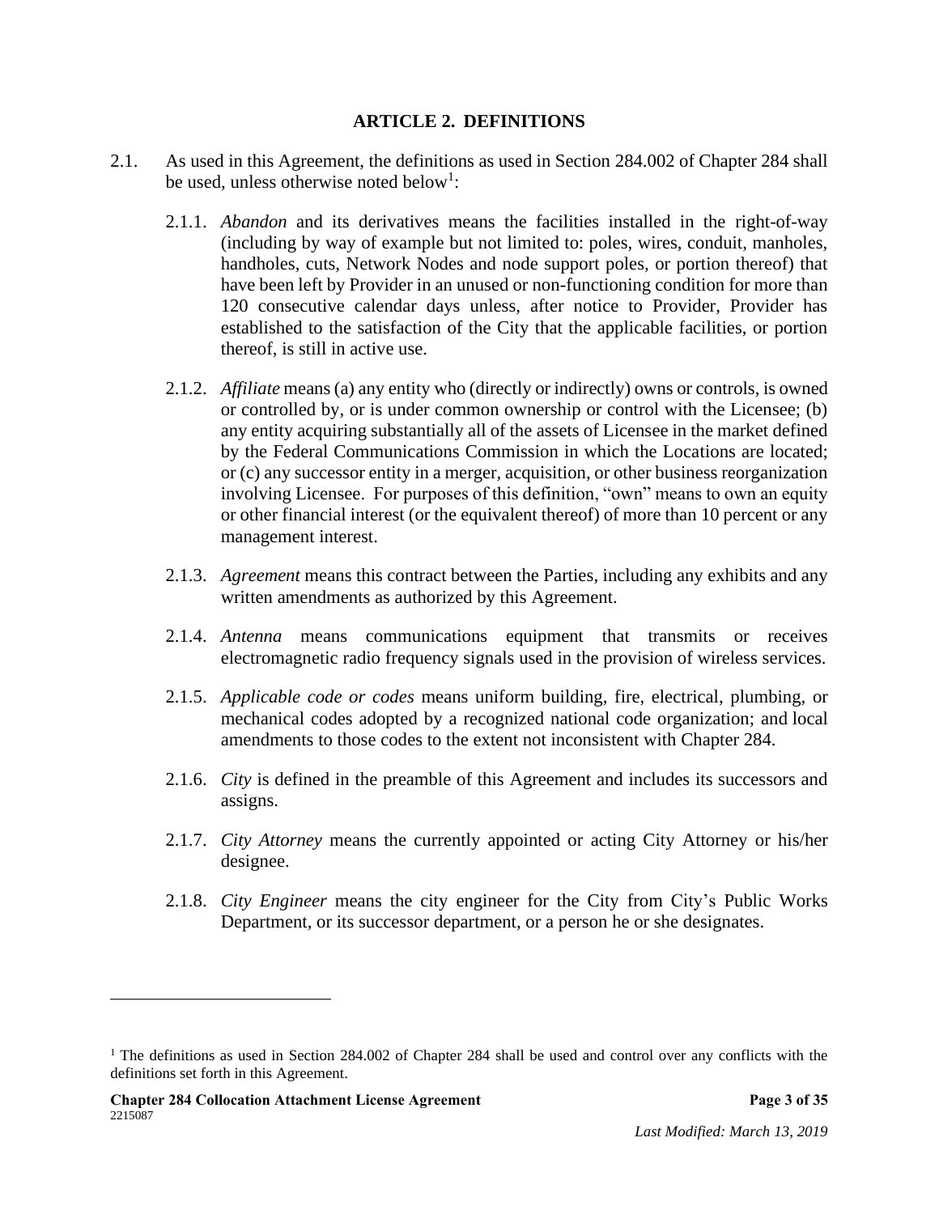## ARTICLE 2. DEFINITIONS

2.1. As used in this Agreement, the definitions as used in Section 284.002 of Chapter 284 shall be used, unless otherwise noted below[1]:

2.1.1. *Abandon* and its derivatives means the facilities installed in the right-of-way (including by way of example but not limited to: poles, wires, conduit, manholes, handholes, cuts, Network Nodes and node support poles, or portion thereof) that have been left by Provider in an unused or non-functioning condition for more than 120 consecutive calendar days unless, after notice to Provider, Provider has established to the satisfaction of the City that the applicable facilities, or portion thereof, is still in active use.

2.1.2. *Affiliate* means (a) any entity who (directly or indirectly) owns or controls, is owned or controlled by, or is under common ownership or control with the Licensee; (b) any entity acquiring substantially all of the assets of Licensee in the market defined by the Federal Communications Commission in which the Locations are located; or (c) any successor entity in a merger, acquisition, or other business reorganization involving Licensee. For purposes of this definition, "own" means to own an equity or other financial interest (or the equivalent thereof) of more than 10 percent or any management interest.

2.1.3. *Agreement* means this contract between the Parties, including any exhibits and any written amendments as authorized by this Agreement.

2.1.4. *Antenna* means communications equipment that transmits or receives electromagnetic radio frequency signals used in the provision of wireless services.

2.1.5. *Applicable code or codes* means uniform building, fire, electrical, plumbing, or mechanical codes adopted by a recognized national code organization; and local amendments to those codes to the extent not inconsistent with Chapter 284.

2.1.6. *City* is defined in the preamble of this Agreement and includes its successors and assigns.

2.1.7. *City Attorney* means the currently appointed or acting City Attorney or his/her designee.

2.1.8. *City Engineer* means the city engineer for the City from City's Public Works Department, or its successor department, or a person he or she designates.

---

[1] The definitions as used in Section 284.002 of Chapter 284 shall be used and control over any conflicts with the definitions set forth in this Agreement.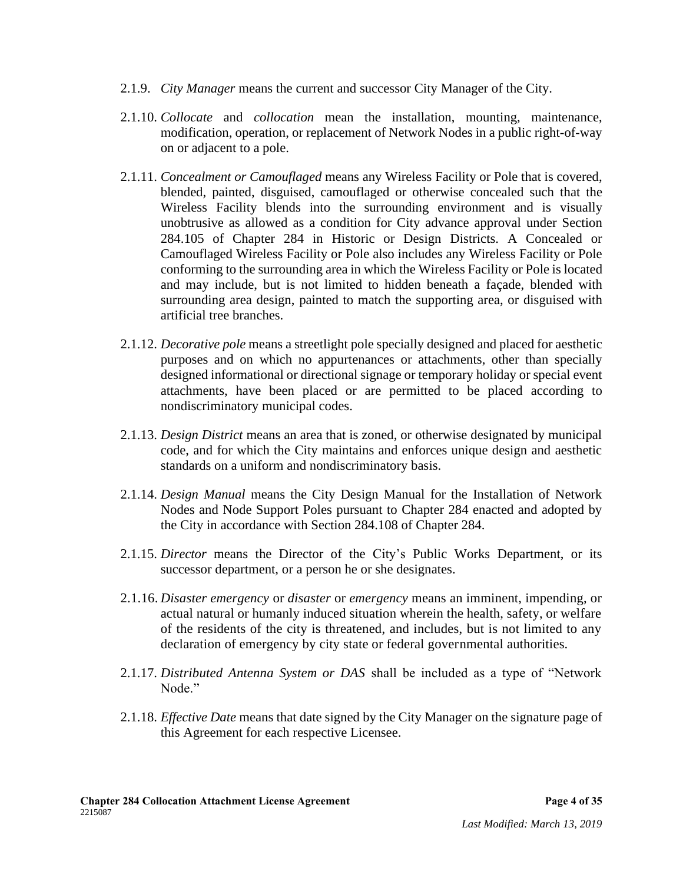2.1.9. *City Manager* means the current and successor City Manager of the City.

2.1.10. *Collocate* and *collocation* mean the installation, mounting, maintenance, modification, operation, or replacement of Network Nodes in a public right-of-way on or adjacent to a pole.

2.1.11. *Concealment or Camouflaged* means any Wireless Facility or Pole that is covered, blended, painted, disguised, camouflaged or otherwise concealed such that the Wireless Facility blends into the surrounding environment and is visually unobtrusive as allowed as a condition for City advance approval under Section 284.105 of Chapter 284 in Historic or Design Districts. A Concealed or Camouflaged Wireless Facility or Pole also includes any Wireless Facility or Pole conforming to the surrounding area in which the Wireless Facility or Pole is located and may include, but is not limited to hidden beneath a façade, blended with surrounding area design, painted to match the supporting area, or disguised with artificial tree branches.

2.1.12. *Decorative pole* means a streetlight pole specially designed and placed for aesthetic purposes and on which no appurtenances or attachments, other than specially designed informational or directional signage or temporary holiday or special event attachments, have been placed or are permitted to be placed according to nondiscriminatory municipal codes.

2.1.13. *Design District* means an area that is zoned, or otherwise designated by municipal code, and for which the City maintains and enforces unique design and aesthetic standards on a uniform and nondiscriminatory basis.

2.1.14. *Design Manual* means the City Design Manual for the Installation of Network Nodes and Node Support Poles pursuant to Chapter 284 enacted and adopted by the City in accordance with Section 284.108 of Chapter 284.

2.1.15. *Director* means the Director of the City's Public Works Department, or its successor department, or a person he or she designates.

2.1.16. *Disaster emergency* or *disaster* or *emergency* means an imminent, impending, or actual natural or humanly induced situation wherein the health, safety, or welfare of the residents of the city is threatened, and includes, but is not limited to any declaration of emergency by city state or federal governmental authorities.

2.1.17. *Distributed Antenna System or DAS* shall be included as a type of "Network Node."

2.1.18. *Effective Date* means that date signed by the City Manager on the signature page of this Agreement for each respective Licensee.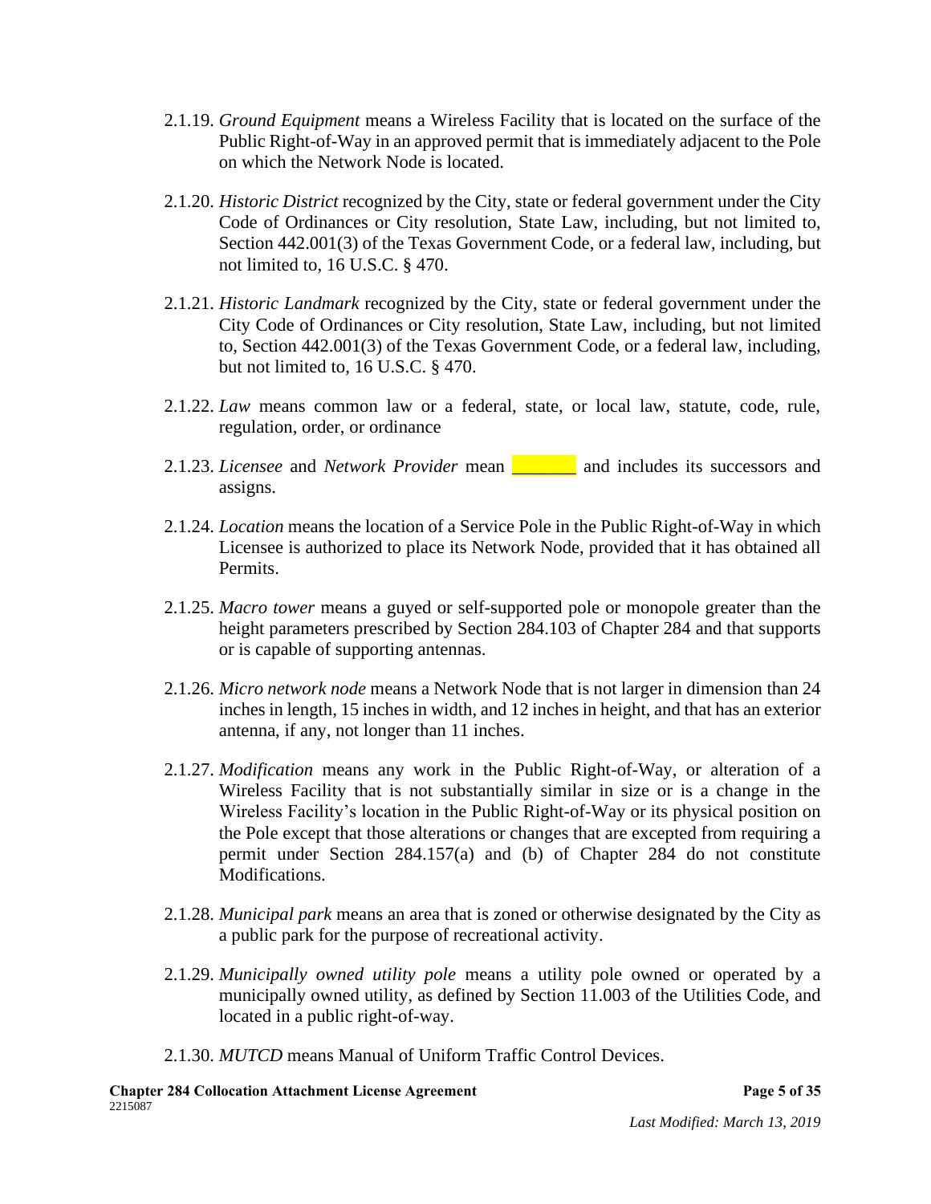2.1.19. *Ground Equipment* means a Wireless Facility that is located on the surface of the Public Right-of-Way in an approved permit that is immediately adjacent to the Pole on which the Network Node is located.

2.1.20. *Historic District* recognized by the City, state or federal government under the City Code of Ordinances or City resolution, State Law, including, but not limited to, Section 442.001(3) of the Texas Government Code, or a federal law, including, but not limited to, 16 U.S.C. § 470.

2.1.21. *Historic Landmark* recognized by the City, state or federal government under the City Code of Ordinances or City resolution, State Law, including, but not limited to, Section 442.001(3) of the Texas Government Code, or a federal law, including, but not limited to, 16 U.S.C. § 470.

2.1.22. *Law* means common law or a federal, state, or local law, statute, code, rule, regulation, order, or ordinance

2.1.23. *Licensee* and *Network Provider* mean _______ and includes its successors and assigns.

2.1.24. *Location* means the location of a Service Pole in the Public Right-of-Way in which Licensee is authorized to place its Network Node, provided that it has obtained all Permits.

2.1.25. *Macro tower* means a guyed or self-supported pole or monopole greater than the height parameters prescribed by Section 284.103 of Chapter 284 and that supports or is capable of supporting antennas.

2.1.26. *Micro network node* means a Network Node that is not larger in dimension than 24 inches in length, 15 inches in width, and 12 inches in height, and that has an exterior antenna, if any, not longer than 11 inches.

2.1.27. *Modification* means any work in the Public Right-of-Way, or alteration of a Wireless Facility that is not substantially similar in size or is a change in the Wireless Facility's location in the Public Right-of-Way or its physical position on the Pole except that those alterations or changes that are excepted from requiring a permit under Section 284.157(a) and (b) of Chapter 284 do not constitute Modifications.

2.1.28. *Municipal park* means an area that is zoned or otherwise designated by the City as a public park for the purpose of recreational activity.

2.1.29. *Municipally owned utility pole* means a utility pole owned or operated by a municipally owned utility, as defined by Section 11.003 of the Utilities Code, and located in a public right-of-way.

2.1.30. *MUTCD* means Manual of Uniform Traffic Control Devices.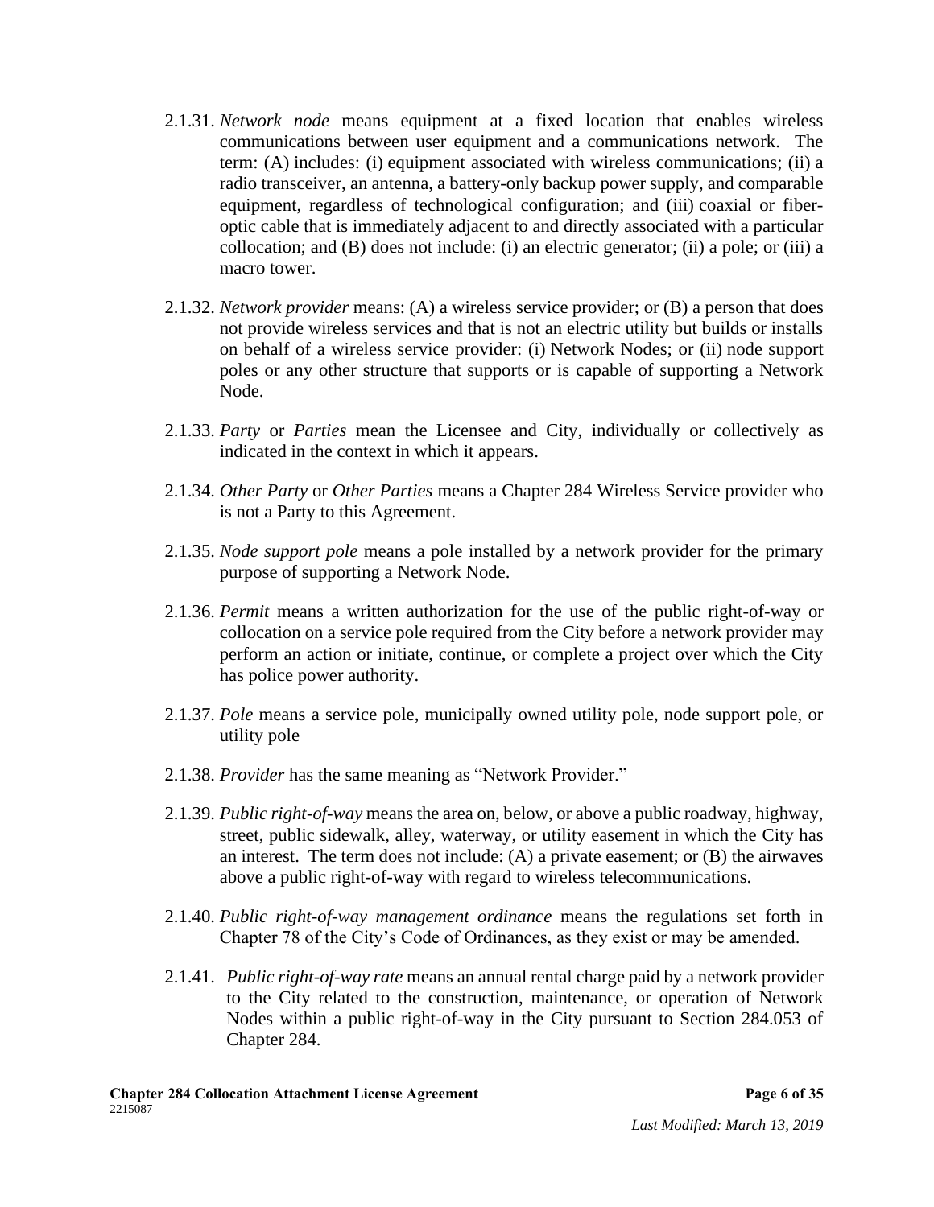2.1.31. *Network node* means equipment at a fixed location that enables wireless communications between user equipment and a communications network. The term: (A) includes: (i) equipment associated with wireless communications; (ii) a radio transceiver, an antenna, a battery-only backup power supply, and comparable equipment, regardless of technological configuration; and (iii) coaxial or fiber-optic cable that is immediately adjacent to and directly associated with a particular collocation; and (B) does not include: (i) an electric generator; (ii) a pole; or (iii) a macro tower.

2.1.32. *Network provider* means: (A) a wireless service provider; or (B) a person that does not provide wireless services and that is not an electric utility but builds or installs on behalf of a wireless service provider: (i) Network Nodes; or (ii) node support poles or any other structure that supports or is capable of supporting a Network Node.

2.1.33. *Party* or *Parties* mean the Licensee and City, individually or collectively as indicated in the context in which it appears.

2.1.34. *Other Party* or *Other Parties* means a Chapter 284 Wireless Service provider who is not a Party to this Agreement.

2.1.35. *Node support pole* means a pole installed by a network provider for the primary purpose of supporting a Network Node.

2.1.36. *Permit* means a written authorization for the use of the public right-of-way or collocation on a service pole required from the City before a network provider may perform an action or initiate, continue, or complete a project over which the City has police power authority.

2.1.37. *Pole* means a service pole, municipally owned utility pole, node support pole, or utility pole

2.1.38. *Provider* has the same meaning as "Network Provider."

2.1.39. *Public right-of-way* means the area on, below, or above a public roadway, highway, street, public sidewalk, alley, waterway, or utility easement in which the City has an interest. The term does not include: (A) a private easement; or (B) the airwaves above a public right-of-way with regard to wireless telecommunications.

2.1.40. *Public right-of-way management ordinance* means the regulations set forth in Chapter 78 of the City's Code of Ordinances, as they exist or may be amended.

2.1.41. *Public right-of-way rate* means an annual rental charge paid by a network provider to the City related to the construction, maintenance, or operation of Network Nodes within a public right-of-way in the City pursuant to Section 284.053 of Chapter 284.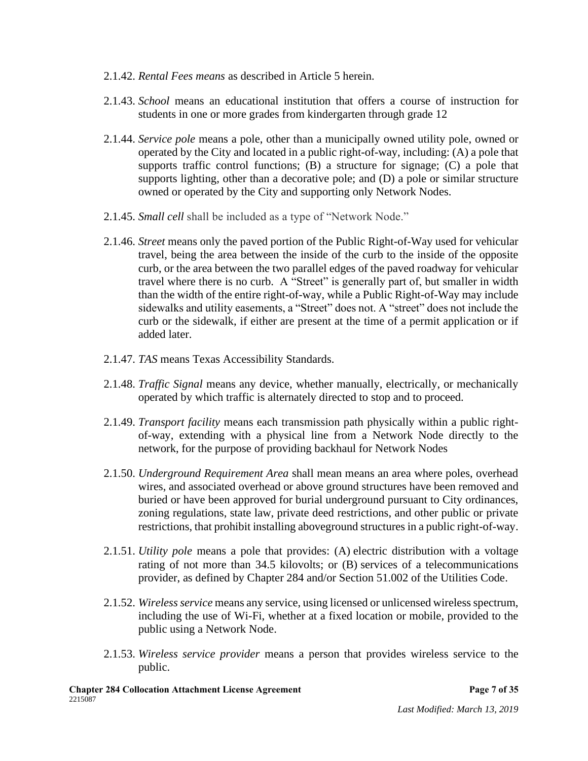2.1.42. *Rental Fees means* as described in Article 5 herein.

2.1.43. *School* means an educational institution that offers a course of instruction for students in one or more grades from kindergarten through grade 12

2.1.44. *Service pole* means a pole, other than a municipally owned utility pole, owned or operated by the City and located in a public right-of-way, including: (A) a pole that supports traffic control functions; (B) a structure for signage; (C) a pole that supports lighting, other than a decorative pole; and (D) a pole or similar structure owned or operated by the City and supporting only Network Nodes.

2.1.45. *Small cell* shall be included as a type of "Network Node."

2.1.46. *Street* means only the paved portion of the Public Right-of-Way used for vehicular travel, being the area between the inside of the curb to the inside of the opposite curb, or the area between the two parallel edges of the paved roadway for vehicular travel where there is no curb. A "Street" is generally part of, but smaller in width than the width of the entire right-of-way, while a Public Right-of-Way may include sidewalks and utility easements, a "Street" does not. A "street" does not include the curb or the sidewalk, if either are present at the time of a permit application or if added later.

2.1.47. *TAS* means Texas Accessibility Standards.

2.1.48. *Traffic Signal* means any device, whether manually, electrically, or mechanically operated by which traffic is alternately directed to stop and to proceed.

2.1.49. *Transport facility* means each transmission path physically within a public right-of-way, extending with a physical line from a Network Node directly to the network, for the purpose of providing backhaul for Network Nodes

2.1.50. *Underground Requirement Area* shall mean means an area where poles, overhead wires, and associated overhead or above ground structures have been removed and buried or have been approved for burial underground pursuant to City ordinances, zoning regulations, state law, private deed restrictions, and other public or private restrictions, that prohibit installing aboveground structures in a public right-of-way.

2.1.51. *Utility pole* means a pole that provides: (A) electric distribution with a voltage rating of not more than 34.5 kilovolts; or (B) services of a telecommunications provider, as defined by Chapter 284 and/or Section 51.002 of the Utilities Code.

2.1.52. *Wireless service* means any service, using licensed or unlicensed wireless spectrum, including the use of Wi-Fi, whether at a fixed location or mobile, provided to the public using a Network Node.

2.1.53. *Wireless service provider* means a person that provides wireless service to the public.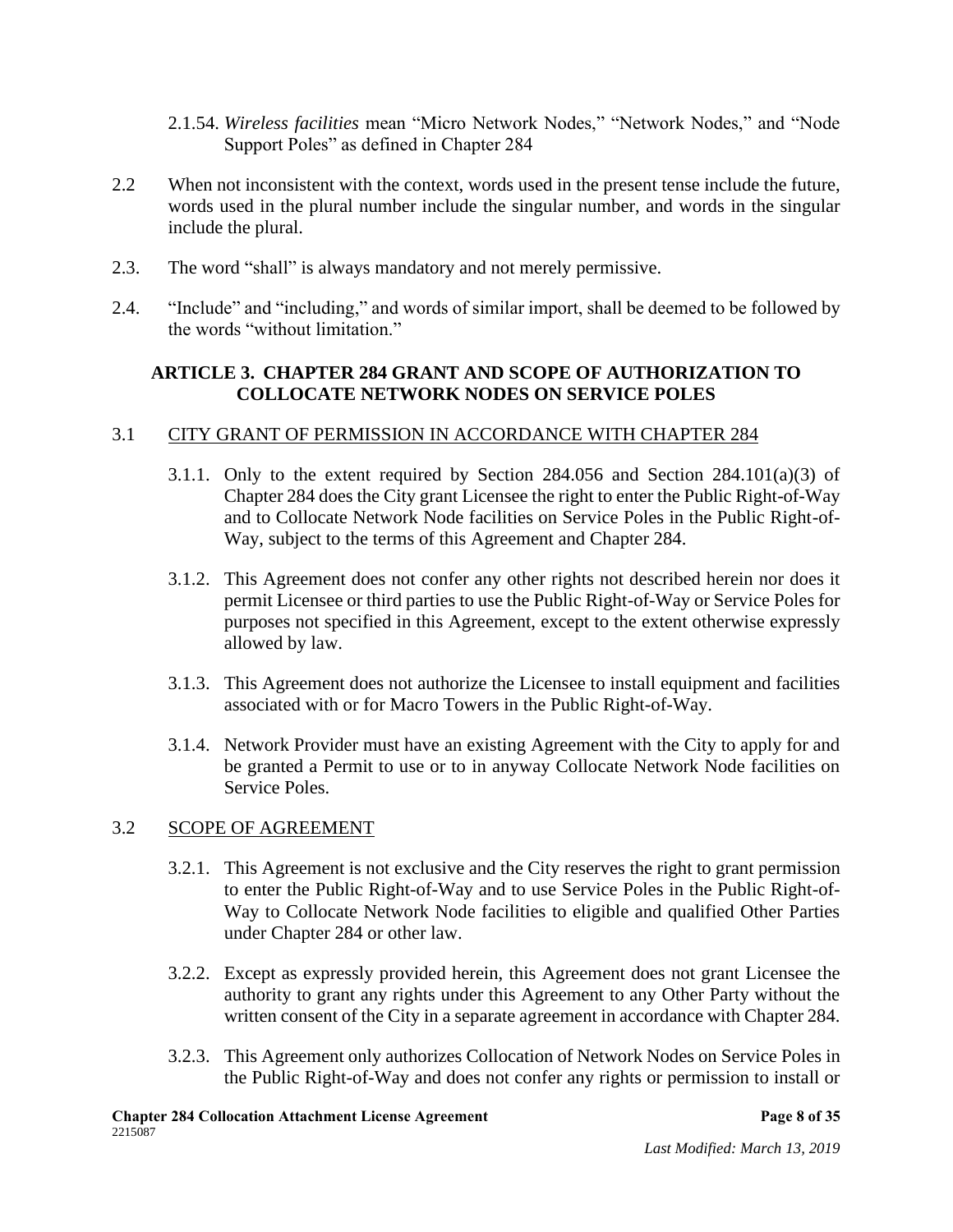2.1.54. *Wireless facilities* mean "Micro Network Nodes," "Network Nodes," and "Node Support Poles" as defined in Chapter 284

2.2 When not inconsistent with the context, words used in the present tense include the future, words used in the plural number include the singular number, and words in the singular include the plural.

2.3. The word "shall" is always mandatory and not merely permissive.

2.4. "Include" and "including," and words of similar import, shall be deemed to be followed by the words "without limitation."

## ARTICLE 3. CHAPTER 284 GRANT AND SCOPE OF AUTHORIZATION TO COLLOCATE NETWORK NODES ON SERVICE POLES

### 3.1 CITY GRANT OF PERMISSION IN ACCORDANCE WITH CHAPTER 284

3.1.1. Only to the extent required by Section 284.056 and Section 284.101(a)(3) of Chapter 284 does the City grant Licensee the right to enter the Public Right-of-Way and to Collocate Network Node facilities on Service Poles in the Public Right-of-Way, subject to the terms of this Agreement and Chapter 284.

3.1.2. This Agreement does not confer any other rights not described herein nor does it permit Licensee or third parties to use the Public Right-of-Way or Service Poles for purposes not specified in this Agreement, except to the extent otherwise expressly allowed by law.

3.1.3. This Agreement does not authorize the Licensee to install equipment and facilities associated with or for Macro Towers in the Public Right-of-Way.

3.1.4. Network Provider must have an existing Agreement with the City to apply for and be granted a Permit to use or to in anyway Collocate Network Node facilities on Service Poles.

### 3.2 SCOPE OF AGREEMENT

3.2.1. This Agreement is not exclusive and the City reserves the right to grant permission to enter the Public Right-of-Way and to use Service Poles in the Public Right-of-Way to Collocate Network Node facilities to eligible and qualified Other Parties under Chapter 284 or other law.

3.2.2. Except as expressly provided herein, this Agreement does not grant Licensee the authority to grant any rights under this Agreement to any Other Party without the written consent of the City in a separate agreement in accordance with Chapter 284.

3.2.3. This Agreement only authorizes Collocation of Network Nodes on Service Poles in the Public Right-of-Way and does not confer any rights or permission to install or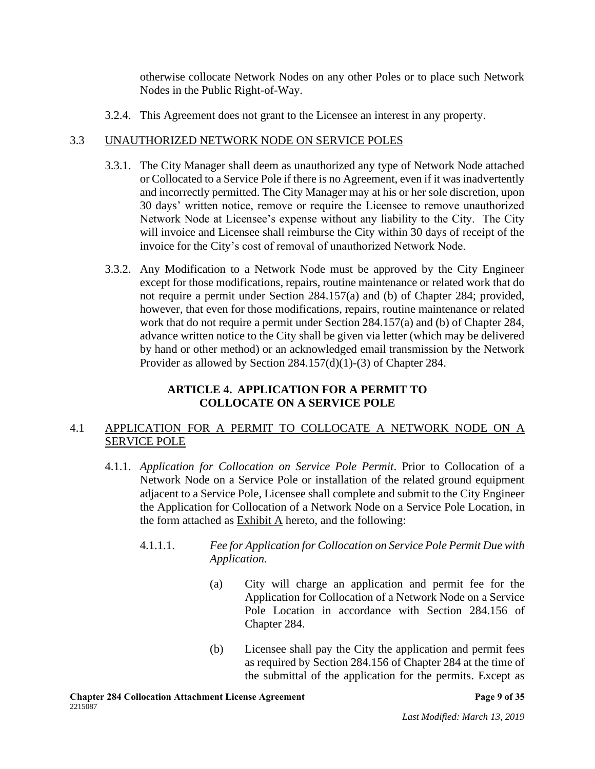otherwise collocate Network Nodes on any other Poles or to place such Network Nodes in the Public Right-of-Way.

3.2.4. This Agreement does not grant to the Licensee an interest in any property.

## 3.3 UNAUTHORIZED NETWORK NODE ON SERVICE POLES

3.3.1. The City Manager shall deem as unauthorized any type of Network Node attached or Collocated to a Service Pole if there is no Agreement, even if it was inadvertently and incorrectly permitted. The City Manager may at his or her sole discretion, upon 30 days' written notice, remove or require the Licensee to remove unauthorized Network Node at Licensee's expense without any liability to the City. The City will invoice and Licensee shall reimburse the City within 30 days of receipt of the invoice for the City's cost of removal of unauthorized Network Node.

3.3.2. Any Modification to a Network Node must be approved by the City Engineer except for those modifications, repairs, routine maintenance or related work that do not require a permit under Section 284.157(a) and (b) of Chapter 284; provided, however, that even for those modifications, repairs, routine maintenance or related work that do not require a permit under Section 284.157(a) and (b) of Chapter 284, advance written notice to the City shall be given via letter (which may be delivered by hand or other method) or an acknowledged email transmission by the Network Provider as allowed by Section 284.157(d)(1)-(3) of Chapter 284.

## ARTICLE 4. APPLICATION FOR A PERMIT TO COLLOCATE ON A SERVICE POLE

## 4.1 APPLICATION FOR A PERMIT TO COLLOCATE A NETWORK NODE ON A SERVICE POLE

4.1.1. *Application for Collocation on Service Pole Permit*. Prior to Collocation of a Network Node on a Service Pole or installation of the related ground equipment adjacent to a Service Pole, Licensee shall complete and submit to the City Engineer the Application for Collocation of a Network Node on a Service Pole Location, in the form attached as Exhibit A hereto, and the following:

4.1.1.1. *Fee for Application for Collocation on Service Pole Permit Due with Application.*

(a) City will charge an application and permit fee for the Application for Collocation of a Network Node on a Service Pole Location in accordance with Section 284.156 of Chapter 284.

(b) Licensee shall pay the City the application and permit fees as required by Section 284.156 of Chapter 284 at the time of the submittal of the application for the permits. Except as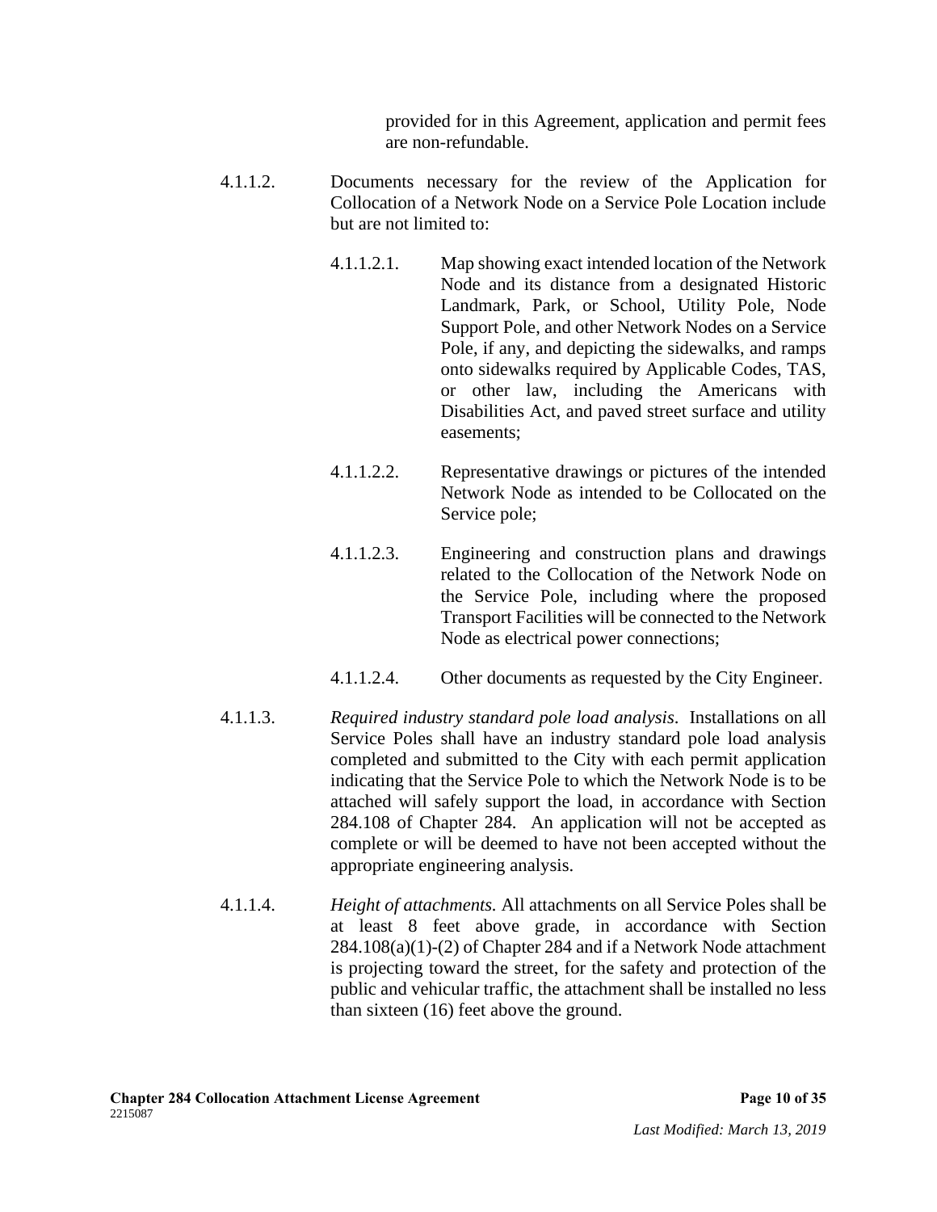provided for in this Agreement, application and permit fees are non-refundable.

4.1.1.2. Documents necessary for the review of the Application for Collocation of a Network Node on a Service Pole Location include but are not limited to:

4.1.1.2.1. Map showing exact intended location of the Network Node and its distance from a designated Historic Landmark, Park, or School, Utility Pole, Node Support Pole, and other Network Nodes on a Service Pole, if any, and depicting the sidewalks, and ramps onto sidewalks required by Applicable Codes, TAS, or other law, including the Americans with Disabilities Act, and paved street surface and utility easements;

4.1.1.2.2. Representative drawings or pictures of the intended Network Node as intended to be Collocated on the Service pole;

4.1.1.2.3. Engineering and construction plans and drawings related to the Collocation of the Network Node on the Service Pole, including where the proposed Transport Facilities will be connected to the Network Node as electrical power connections;

4.1.1.2.4. Other documents as requested by the City Engineer.

4.1.1.3. *Required industry standard pole load analysis*. Installations on all Service Poles shall have an industry standard pole load analysis completed and submitted to the City with each permit application indicating that the Service Pole to which the Network Node is to be attached will safely support the load, in accordance with Section 284.108 of Chapter 284. An application will not be accepted as complete or will be deemed to have not been accepted without the appropriate engineering analysis.

4.1.1.4. *Height of attachments.* All attachments on all Service Poles shall be at least 8 feet above grade, in accordance with Section 284.108(a)(1)-(2) of Chapter 284 and if a Network Node attachment is projecting toward the street, for the safety and protection of the public and vehicular traffic, the attachment shall be installed no less than sixteen (16) feet above the ground.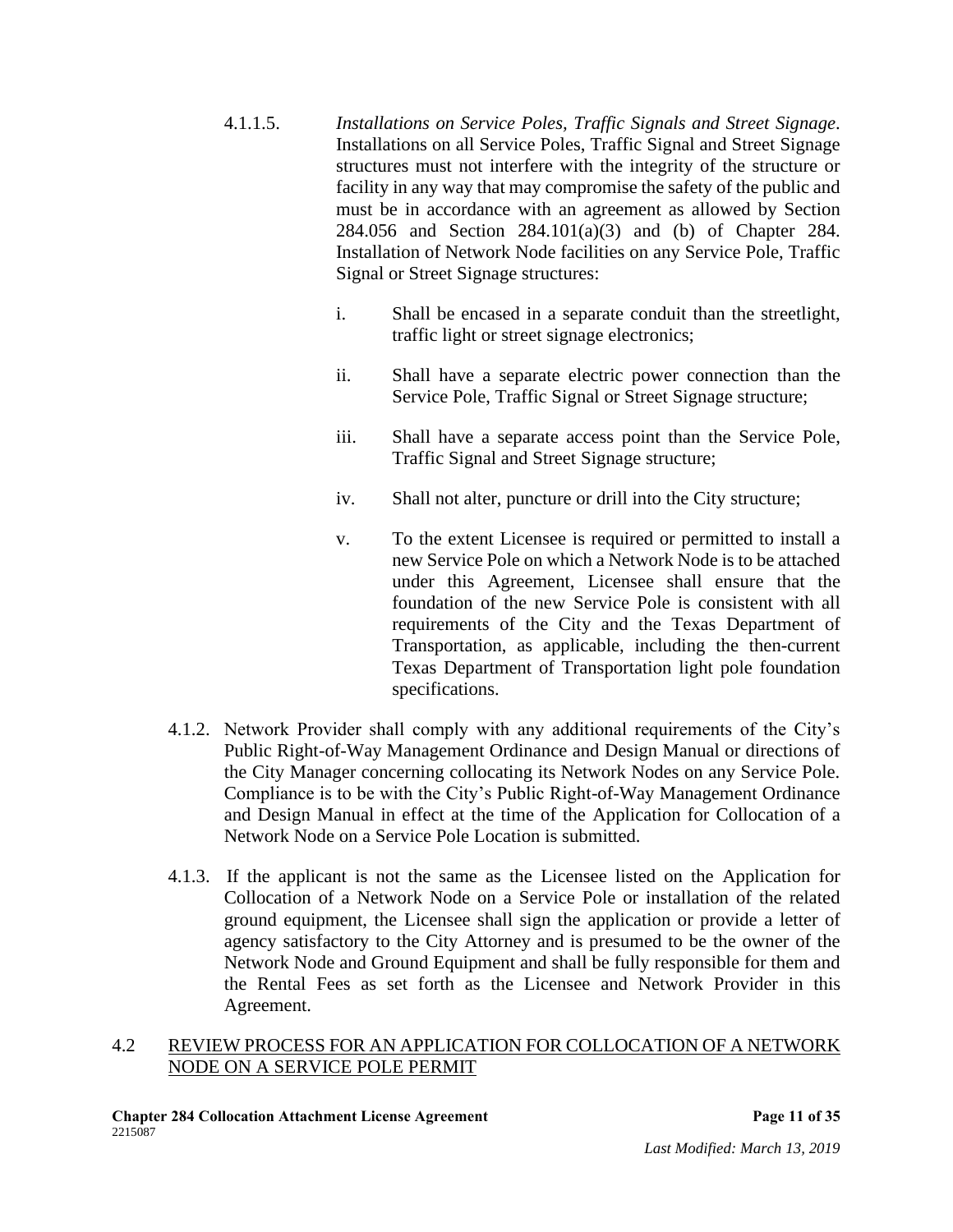4.1.1.5. *Installations on Service Poles, Traffic Signals and Street Signage*. Installations on all Service Poles, Traffic Signal and Street Signage structures must not interfere with the integrity of the structure or facility in any way that may compromise the safety of the public and must be in accordance with an agreement as allowed by Section 284.056 and Section 284.101(a)(3) and (b) of Chapter 284. Installation of Network Node facilities on any Service Pole, Traffic Signal or Street Signage structures:

i. Shall be encased in a separate conduit than the streetlight, traffic light or street signage electronics;

ii. Shall have a separate electric power connection than the Service Pole, Traffic Signal or Street Signage structure;

iii. Shall have a separate access point than the Service Pole, Traffic Signal and Street Signage structure;

iv. Shall not alter, puncture or drill into the City structure;

v. To the extent Licensee is required or permitted to install a new Service Pole on which a Network Node is to be attached under this Agreement, Licensee shall ensure that the foundation of the new Service Pole is consistent with all requirements of the City and the Texas Department of Transportation, as applicable, including the then-current Texas Department of Transportation light pole foundation specifications.

4.1.2. Network Provider shall comply with any additional requirements of the City's Public Right-of-Way Management Ordinance and Design Manual or directions of the City Manager concerning collocating its Network Nodes on any Service Pole. Compliance is to be with the City's Public Right-of-Way Management Ordinance and Design Manual in effect at the time of the Application for Collocation of a Network Node on a Service Pole Location is submitted.

4.1.3. If the applicant is not the same as the Licensee listed on the Application for Collocation of a Network Node on a Service Pole or installation of the related ground equipment, the Licensee shall sign the application or provide a letter of agency satisfactory to the City Attorney and is presumed to be the owner of the Network Node and Ground Equipment and shall be fully responsible for them and the Rental Fees as set forth as the Licensee and Network Provider in this Agreement.

4.2 <u>REVIEW PROCESS FOR AN APPLICATION FOR COLLOCATION OF A NETWORK NODE ON A SERVICE POLE PERMIT</u>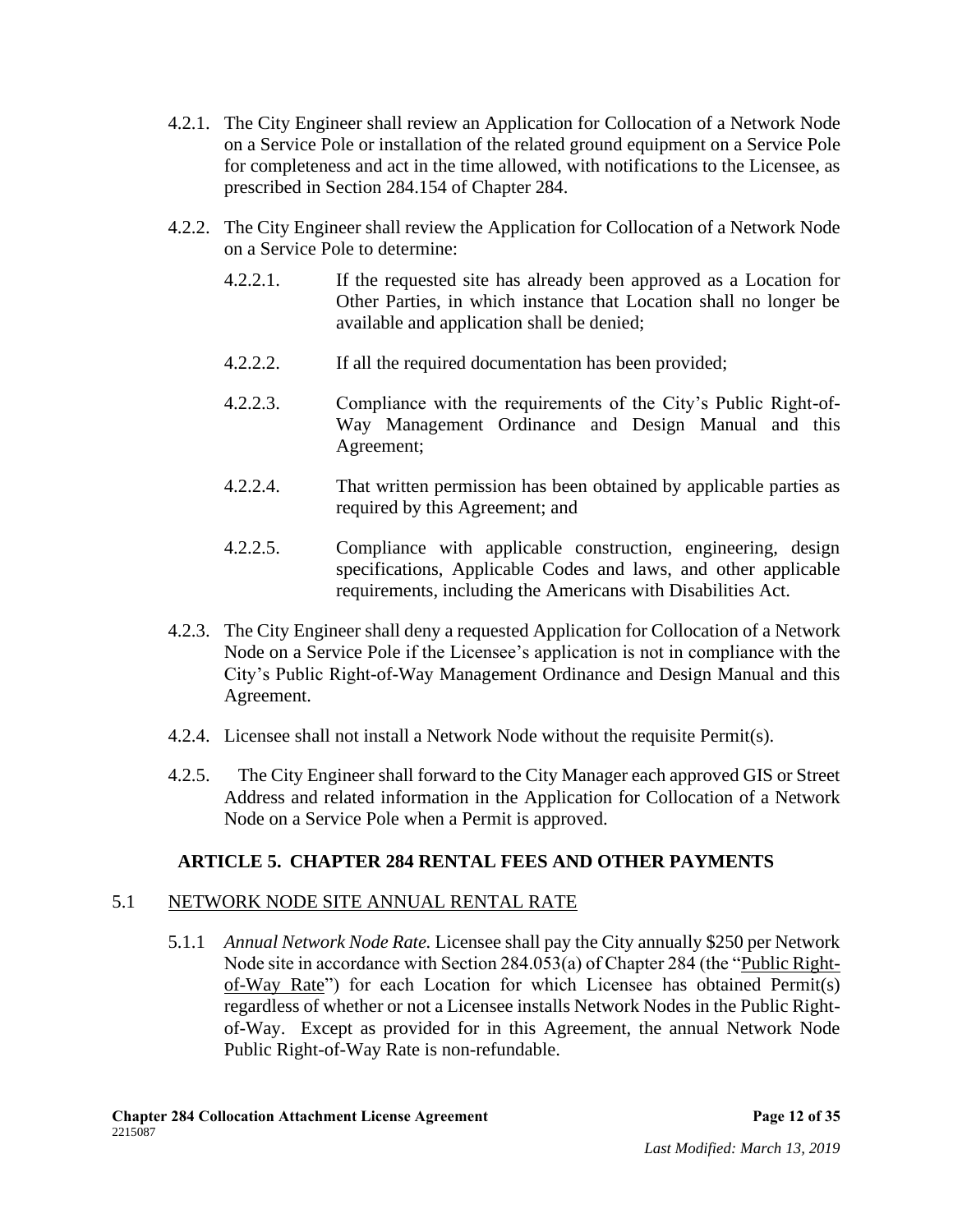4.2.1. The City Engineer shall review an Application for Collocation of a Network Node on a Service Pole or installation of the related ground equipment on a Service Pole for completeness and act in the time allowed, with notifications to the Licensee, as prescribed in Section 284.154 of Chapter 284.

4.2.2. The City Engineer shall review the Application for Collocation of a Network Node on a Service Pole to determine:

4.2.2.1. If the requested site has already been approved as a Location for Other Parties, in which instance that Location shall no longer be available and application shall be denied;

4.2.2.2. If all the required documentation has been provided;

4.2.2.3. Compliance with the requirements of the City's Public Right-of-Way Management Ordinance and Design Manual and this Agreement;

4.2.2.4. That written permission has been obtained by applicable parties as required by this Agreement; and

4.2.2.5. Compliance with applicable construction, engineering, design specifications, Applicable Codes and laws, and other applicable requirements, including the Americans with Disabilities Act.

4.2.3. The City Engineer shall deny a requested Application for Collocation of a Network Node on a Service Pole if the Licensee's application is not in compliance with the City's Public Right-of-Way Management Ordinance and Design Manual and this Agreement.

4.2.4. Licensee shall not install a Network Node without the requisite Permit(s).

4.2.5. The City Engineer shall forward to the City Manager each approved GIS or Street Address and related information in the Application for Collocation of a Network Node on a Service Pole when a Permit is approved.

## ARTICLE 5. CHAPTER 284 RENTAL FEES AND OTHER PAYMENTS

### 5.1 NETWORK NODE SITE ANNUAL RENTAL RATE

5.1.1 *Annual Network Node Rate.* Licensee shall pay the City annually $250 per Network Node site in accordance with Section 284.053(a) of Chapter 284 (the "Public Right-of-Way Rate") for each Location for which Licensee has obtained Permit(s) regardless of whether or not a Licensee installs Network Nodes in the Public Right-of-Way. Except as provided for in this Agreement, the annual Network Node Public Right-of-Way Rate is non-refundable.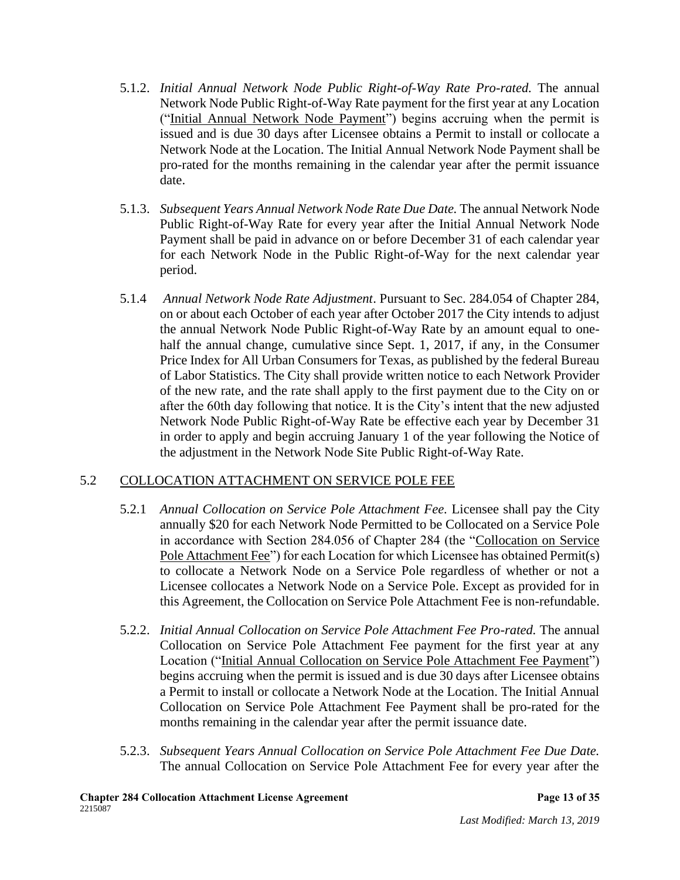5.1.2. *Initial Annual Network Node Public Right-of-Way Rate Pro-rated.* The annual Network Node Public Right-of-Way Rate payment for the first year at any Location ("Initial Annual Network Node Payment") begins accruing when the permit is issued and is due 30 days after Licensee obtains a Permit to install or collocate a Network Node at the Location. The Initial Annual Network Node Payment shall be pro-rated for the months remaining in the calendar year after the permit issuance date.

5.1.3. *Subsequent Years Annual Network Node Rate Due Date.* The annual Network Node Public Right-of-Way Rate for every year after the Initial Annual Network Node Payment shall be paid in advance on or before December 31 of each calendar year for each Network Node in the Public Right-of-Way for the next calendar year period.

5.1.4 *Annual Network Node Rate Adjustment*. Pursuant to Sec. 284.054 of Chapter 284, on or about each October of each year after October 2017 the City intends to adjust the annual Network Node Public Right-of-Way Rate by an amount equal to one-half the annual change, cumulative since Sept. 1, 2017, if any, in the Consumer Price Index for All Urban Consumers for Texas, as published by the federal Bureau of Labor Statistics. The City shall provide written notice to each Network Provider of the new rate, and the rate shall apply to the first payment due to the City on or after the 60th day following that notice. It is the City's intent that the new adjusted Network Node Public Right-of-Way Rate be effective each year by December 31 in order to apply and begin accruing January 1 of the year following the Notice of the adjustment in the Network Node Site Public Right-of-Way Rate.

## 5.2 COLLOCATION ATTACHMENT ON SERVICE POLE FEE

5.2.1 *Annual Collocation on Service Pole Attachment Fee.* Licensee shall pay the City annually $20 for each Network Node Permitted to be Collocated on a Service Pole in accordance with Section 284.056 of Chapter 284 (the "Collocation on Service Pole Attachment Fee") for each Location for which Licensee has obtained Permit(s) to collocate a Network Node on a Service Pole regardless of whether or not a Licensee collocates a Network Node on a Service Pole. Except as provided for in this Agreement, the Collocation on Service Pole Attachment Fee is non-refundable.

5.2.2. *Initial Annual Collocation on Service Pole Attachment Fee Pro-rated.* The annual Collocation on Service Pole Attachment Fee payment for the first year at any Location ("Initial Annual Collocation on Service Pole Attachment Fee Payment") begins accruing when the permit is issued and is due 30 days after Licensee obtains a Permit to install or collocate a Network Node at the Location. The Initial Annual Collocation on Service Pole Attachment Fee Payment shall be pro-rated for the months remaining in the calendar year after the permit issuance date.

5.2.3. *Subsequent Years Annual Collocation on Service Pole Attachment Fee Due Date.* The annual Collocation on Service Pole Attachment Fee for every year after the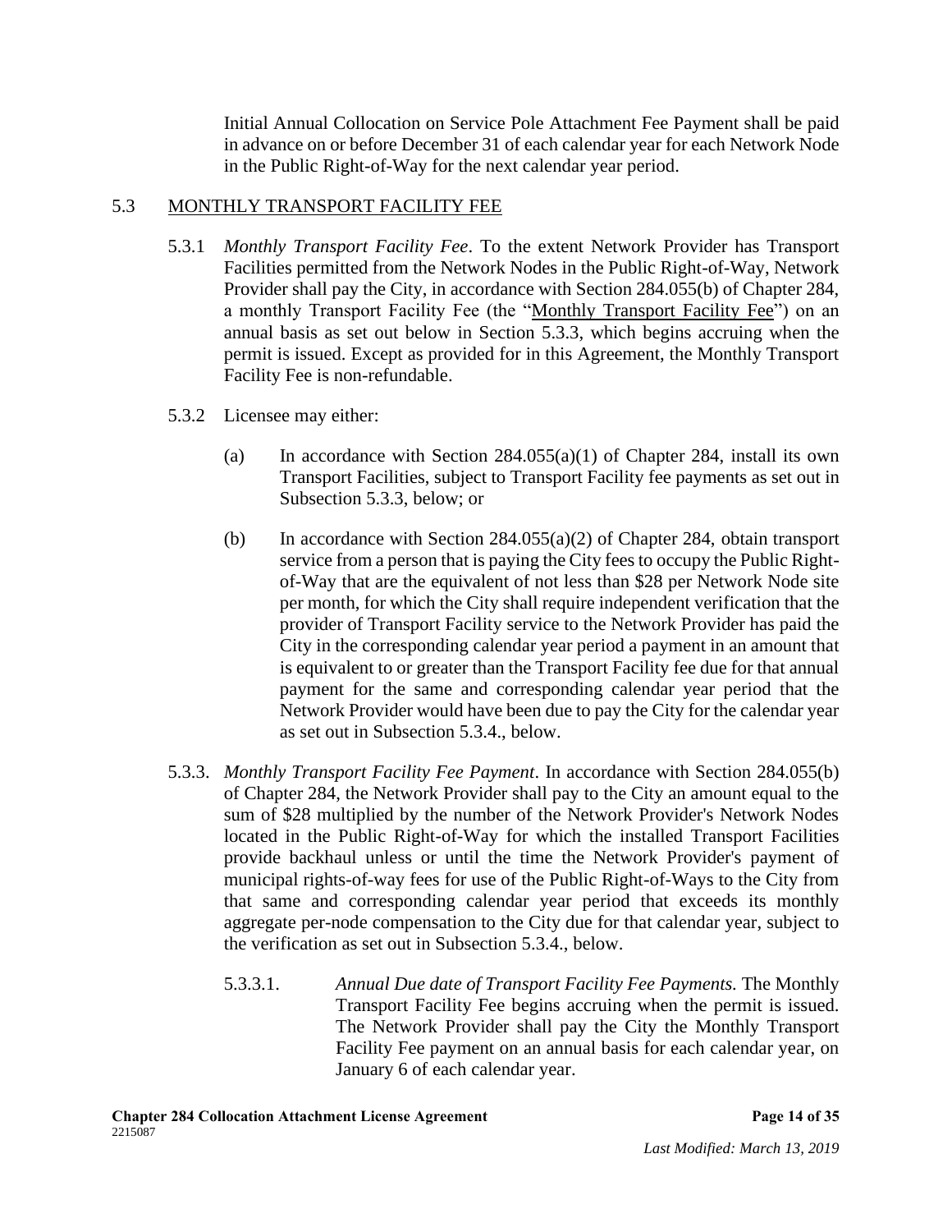Initial Annual Collocation on Service Pole Attachment Fee Payment shall be paid in advance on or before December 31 of each calendar year for each Network Node in the Public Right-of-Way for the next calendar year period.

## 5.3 MONTHLY TRANSPORT FACILITY FEE

5.3.1 *Monthly Transport Facility Fee*. To the extent Network Provider has Transport Facilities permitted from the Network Nodes in the Public Right-of-Way, Network Provider shall pay the City, in accordance with Section 284.055(b) of Chapter 284, a monthly Transport Facility Fee (the "Monthly Transport Facility Fee") on an annual basis as set out below in Section 5.3.3, which begins accruing when the permit is issued. Except as provided for in this Agreement, the Monthly Transport Facility Fee is non-refundable.

5.3.2 Licensee may either:

(a) In accordance with Section 284.055(a)(1) of Chapter 284, install its own Transport Facilities, subject to Transport Facility fee payments as set out in Subsection 5.3.3, below; or

(b) In accordance with Section 284.055(a)(2) of Chapter 284, obtain transport service from a person that is paying the City fees to occupy the Public Right-of-Way that are the equivalent of not less than $28 per Network Node site per month, for which the City shall require independent verification that the provider of Transport Facility service to the Network Provider has paid the City in the corresponding calendar year period a payment in an amount that is equivalent to or greater than the Transport Facility fee due for that annual payment for the same and corresponding calendar year period that the Network Provider would have been due to pay the City for the calendar year as set out in Subsection 5.3.4., below.

5.3.3. *Monthly Transport Facility Fee Payment*. In accordance with Section 284.055(b) of Chapter 284, the Network Provider shall pay to the City an amount equal to the sum of $28 multiplied by the number of the Network Provider's Network Nodes located in the Public Right-of-Way for which the installed Transport Facilities provide backhaul unless or until the time the Network Provider's payment of municipal rights-of-way fees for use of the Public Right-of-Ways to the City from that same and corresponding calendar year period that exceeds its monthly aggregate per-node compensation to the City due for that calendar year, subject to the verification as set out in Subsection 5.3.4., below.

5.3.3.1. *Annual Due date of Transport Facility Fee Payments.* The Monthly Transport Facility Fee begins accruing when the permit is issued. The Network Provider shall pay the City the Monthly Transport Facility Fee payment on an annual basis for each calendar year, on January 6 of each calendar year.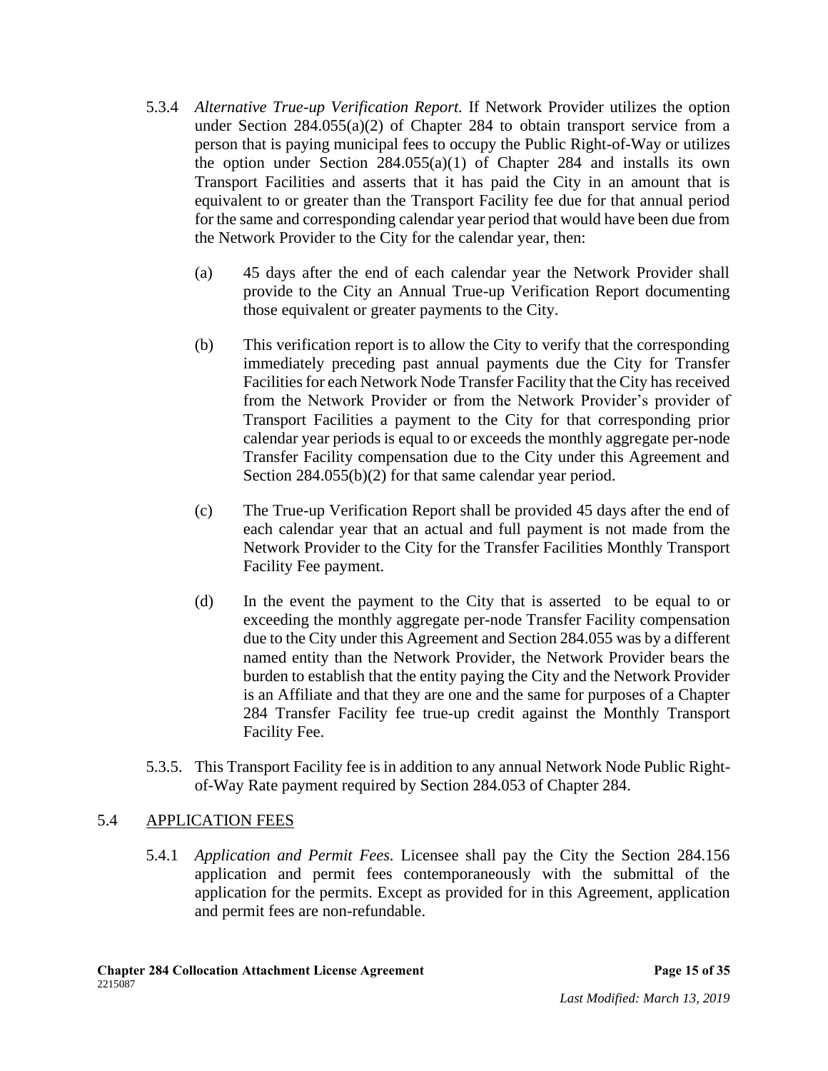5.3.4 *Alternative True-up Verification Report.* If Network Provider utilizes the option under Section 284.055(a)(2) of Chapter 284 to obtain transport service from a person that is paying municipal fees to occupy the Public Right-of-Way or utilizes the option under Section 284.055(a)(1) of Chapter 284 and installs its own Transport Facilities and asserts that it has paid the City in an amount that is equivalent to or greater than the Transport Facility fee due for that annual period for the same and corresponding calendar year period that would have been due from the Network Provider to the City for the calendar year, then:

(a) 45 days after the end of each calendar year the Network Provider shall provide to the City an Annual True-up Verification Report documenting those equivalent or greater payments to the City.

(b) This verification report is to allow the City to verify that the corresponding immediately preceding past annual payments due the City for Transfer Facilities for each Network Node Transfer Facility that the City has received from the Network Provider or from the Network Provider's provider of Transport Facilities a payment to the City for that corresponding prior calendar year periods is equal to or exceeds the monthly aggregate per-node Transfer Facility compensation due to the City under this Agreement and Section 284.055(b)(2) for that same calendar year period.

(c) The True-up Verification Report shall be provided 45 days after the end of each calendar year that an actual and full payment is not made from the Network Provider to the City for the Transfer Facilities Monthly Transport Facility Fee payment.

(d) In the event the payment to the City that is asserted to be equal to or exceeding the monthly aggregate per-node Transfer Facility compensation due to the City under this Agreement and Section 284.055 was by a different named entity than the Network Provider, the Network Provider bears the burden to establish that the entity paying the City and the Network Provider is an Affiliate and that they are one and the same for purposes of a Chapter 284 Transfer Facility fee true-up credit against the Monthly Transport Facility Fee.

5.3.5. This Transport Facility fee is in addition to any annual Network Node Public Right-of-Way Rate payment required by Section 284.053 of Chapter 284.

## 5.4 APPLICATION FEES

5.4.1 *Application and Permit Fees.* Licensee shall pay the City the Section 284.156 application and permit fees contemporaneously with the submittal of the application for the permits. Except as provided for in this Agreement, application and permit fees are non-refundable.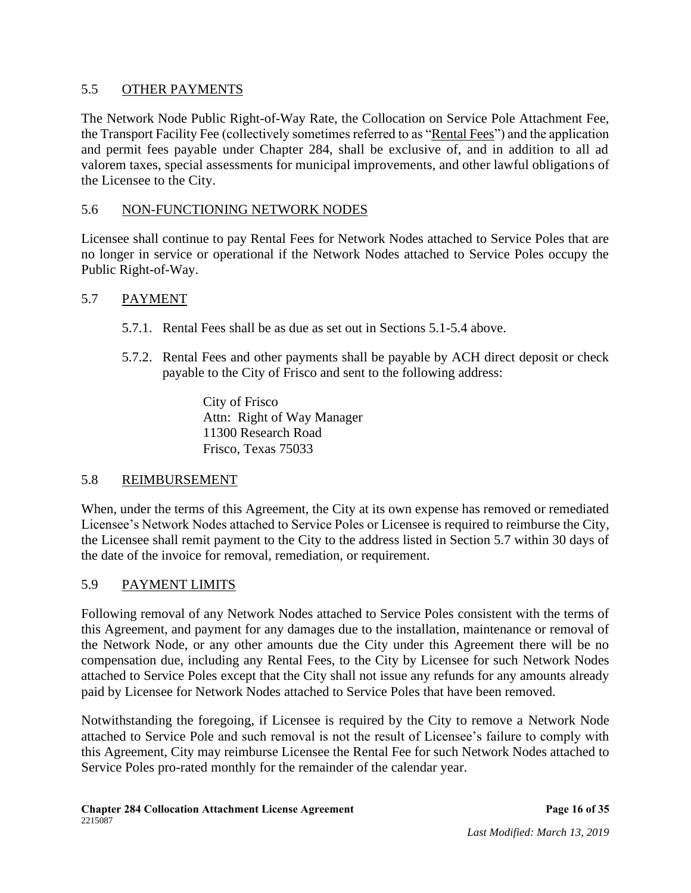## 5.5 OTHER PAYMENTS

The Network Node Public Right-of-Way Rate, the Collocation on Service Pole Attachment Fee, the Transport Facility Fee (collectively sometimes referred to as "Rental Fees") and the application and permit fees payable under Chapter 284, shall be exclusive of, and in addition to all ad valorem taxes, special assessments for municipal improvements, and other lawful obligations of the Licensee to the City.

## 5.6 NON-FUNCTIONING NETWORK NODES

Licensee shall continue to pay Rental Fees for Network Nodes attached to Service Poles that are no longer in service or operational if the Network Nodes attached to Service Poles occupy the Public Right-of-Way.

## 5.7 PAYMENT

5.7.1. Rental Fees shall be as due as set out in Sections 5.1-5.4 above.

5.7.2. Rental Fees and other payments shall be payable by ACH direct deposit or check payable to the City of Frisco and sent to the following address:

City of Frisco
Attn: Right of Way Manager
11300 Research Road
Frisco, Texas 75033

## 5.8 REIMBURSEMENT

When, under the terms of this Agreement, the City at its own expense has removed or remediated Licensee's Network Nodes attached to Service Poles or Licensee is required to reimburse the City, the Licensee shall remit payment to the City to the address listed in Section 5.7 within 30 days of the date of the invoice for removal, remediation, or requirement.

## 5.9 PAYMENT LIMITS

Following removal of any Network Nodes attached to Service Poles consistent with the terms of this Agreement, and payment for any damages due to the installation, maintenance or removal of the Network Node, or any other amounts due the City under this Agreement there will be no compensation due, including any Rental Fees, to the City by Licensee for such Network Nodes attached to Service Poles except that the City shall not issue any refunds for any amounts already paid by Licensee for Network Nodes attached to Service Poles that have been removed.

Notwithstanding the foregoing, if Licensee is required by the City to remove a Network Node attached to Service Pole and such removal is not the result of Licensee's failure to comply with this Agreement, City may reimburse Licensee the Rental Fee for such Network Nodes attached to Service Poles pro-rated monthly for the remainder of the calendar year.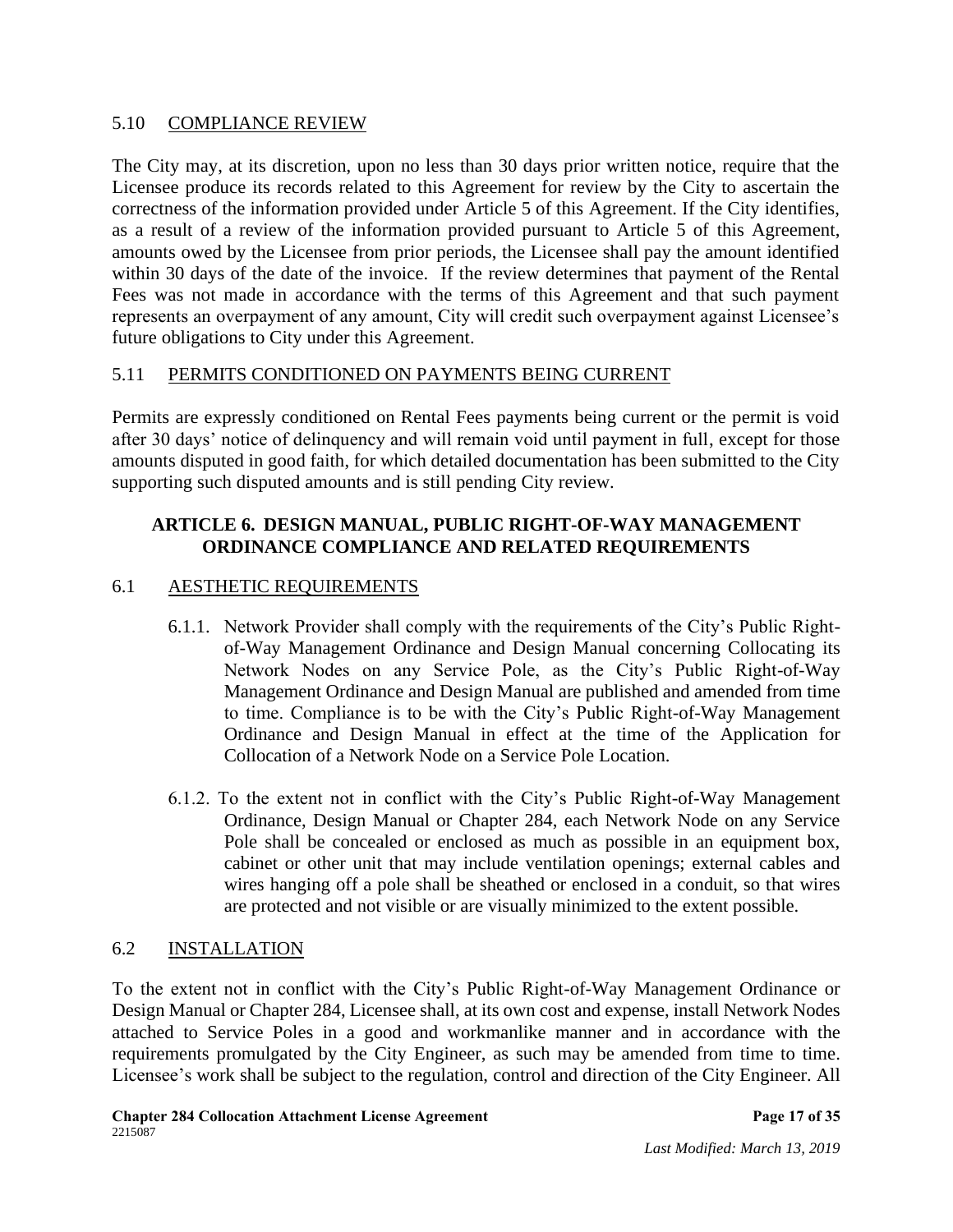## 5.10 COMPLIANCE REVIEW

The City may, at its discretion, upon no less than 30 days prior written notice, require that the Licensee produce its records related to this Agreement for review by the City to ascertain the correctness of the information provided under Article 5 of this Agreement. If the City identifies, as a result of a review of the information provided pursuant to Article 5 of this Agreement, amounts owed by the Licensee from prior periods, the Licensee shall pay the amount identified within 30 days of the date of the invoice. If the review determines that payment of the Rental Fees was not made in accordance with the terms of this Agreement and that such payment represents an overpayment of any amount, City will credit such overpayment against Licensee's future obligations to City under this Agreement.

## 5.11 PERMITS CONDITIONED ON PAYMENTS BEING CURRENT

Permits are expressly conditioned on Rental Fees payments being current or the permit is void after 30 days' notice of delinquency and will remain void until payment in full, except for those amounts disputed in good faith, for which detailed documentation has been submitted to the City supporting such disputed amounts and is still pending City review.

# ARTICLE 6. DESIGN MANUAL, PUBLIC RIGHT-OF-WAY MANAGEMENT ORDINANCE COMPLIANCE AND RELATED REQUIREMENTS

## 6.1 AESTHETIC REQUIREMENTS

6.1.1. Network Provider shall comply with the requirements of the City's Public Right-of-Way Management Ordinance and Design Manual concerning Collocating its Network Nodes on any Service Pole, as the City's Public Right-of-Way Management Ordinance and Design Manual are published and amended from time to time. Compliance is to be with the City's Public Right-of-Way Management Ordinance and Design Manual in effect at the time of the Application for Collocation of a Network Node on a Service Pole Location.

6.1.2. To the extent not in conflict with the City's Public Right-of-Way Management Ordinance, Design Manual or Chapter 284, each Network Node on any Service Pole shall be concealed or enclosed as much as possible in an equipment box, cabinet or other unit that may include ventilation openings; external cables and wires hanging off a pole shall be sheathed or enclosed in a conduit, so that wires are protected and not visible or are visually minimized to the extent possible.

## 6.2 INSTALLATION

To the extent not in conflict with the City's Public Right-of-Way Management Ordinance or Design Manual or Chapter 284, Licensee shall, at its own cost and expense, install Network Nodes attached to Service Poles in a good and workmanlike manner and in accordance with the requirements promulgated by the City Engineer, as such may be amended from time to time. Licensee's work shall be subject to the regulation, control and direction of the City Engineer. All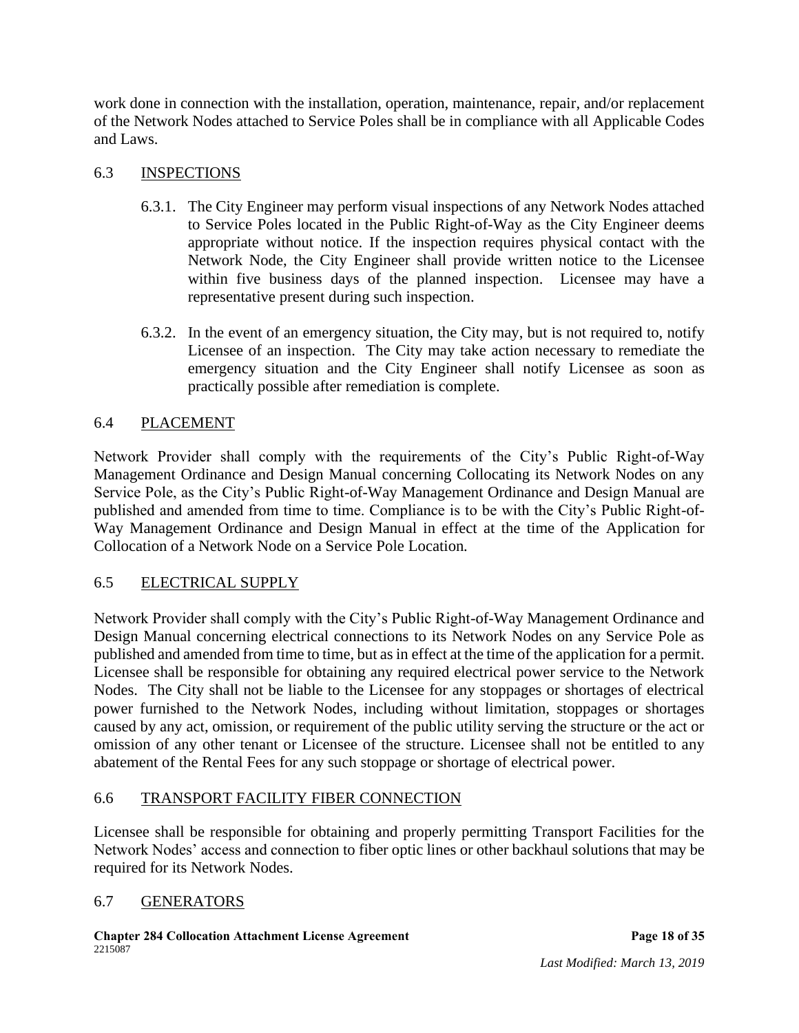work done in connection with the installation, operation, maintenance, repair, and/or replacement of the Network Nodes attached to Service Poles shall be in compliance with all Applicable Codes and Laws.

## 6.3 INSPECTIONS

6.3.1. The City Engineer may perform visual inspections of any Network Nodes attached to Service Poles located in the Public Right-of-Way as the City Engineer deems appropriate without notice. If the inspection requires physical contact with the Network Node, the City Engineer shall provide written notice to the Licensee within five business days of the planned inspection. Licensee may have a representative present during such inspection.

6.3.2. In the event of an emergency situation, the City may, but is not required to, notify Licensee of an inspection. The City may take action necessary to remediate the emergency situation and the City Engineer shall notify Licensee as soon as practically possible after remediation is complete.

## 6.4 PLACEMENT

Network Provider shall comply with the requirements of the City's Public Right-of-Way Management Ordinance and Design Manual concerning Collocating its Network Nodes on any Service Pole, as the City's Public Right-of-Way Management Ordinance and Design Manual are published and amended from time to time. Compliance is to be with the City's Public Right-of-Way Management Ordinance and Design Manual in effect at the time of the Application for Collocation of a Network Node on a Service Pole Location.

## 6.5 ELECTRICAL SUPPLY

Network Provider shall comply with the City's Public Right-of-Way Management Ordinance and Design Manual concerning electrical connections to its Network Nodes on any Service Pole as published and amended from time to time, but as in effect at the time of the application for a permit. Licensee shall be responsible for obtaining any required electrical power service to the Network Nodes. The City shall not be liable to the Licensee for any stoppages or shortages of electrical power furnished to the Network Nodes, including without limitation, stoppages or shortages caused by any act, omission, or requirement of the public utility serving the structure or the act or omission of any other tenant or Licensee of the structure. Licensee shall not be entitled to any abatement of the Rental Fees for any such stoppage or shortage of electrical power.

## 6.6 TRANSPORT FACILITY FIBER CONNECTION

Licensee shall be responsible for obtaining and properly permitting Transport Facilities for the Network Nodes' access and connection to fiber optic lines or other backhaul solutions that may be required for its Network Nodes.

## 6.7 GENERATORS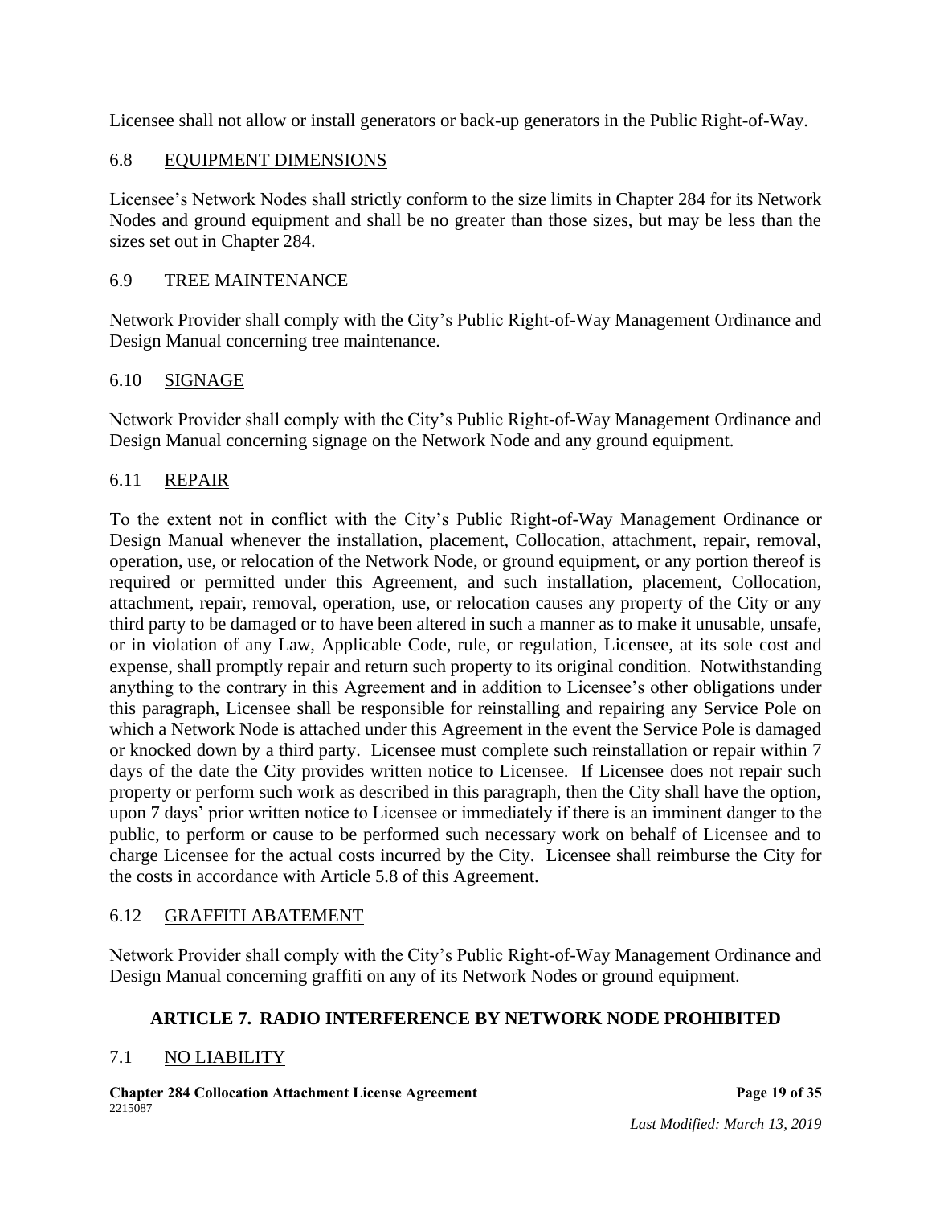Licensee shall not allow or install generators or back-up generators in the Public Right-of-Way.

### 6.8 EQUIPMENT DIMENSIONS

Licensee's Network Nodes shall strictly conform to the size limits in Chapter 284 for its Network Nodes and ground equipment and shall be no greater than those sizes, but may be less than the sizes set out in Chapter 284.

### 6.9 TREE MAINTENANCE

Network Provider shall comply with the City's Public Right-of-Way Management Ordinance and Design Manual concerning tree maintenance.

### 6.10 SIGNAGE

Network Provider shall comply with the City's Public Right-of-Way Management Ordinance and Design Manual concerning signage on the Network Node and any ground equipment.

### 6.11 REPAIR

To the extent not in conflict with the City's Public Right-of-Way Management Ordinance or Design Manual whenever the installation, placement, Collocation, attachment, repair, removal, operation, use, or relocation of the Network Node, or ground equipment, or any portion thereof is required or permitted under this Agreement, and such installation, placement, Collocation, attachment, repair, removal, operation, use, or relocation causes any property of the City or any third party to be damaged or to have been altered in such a manner as to make it unusable, unsafe, or in violation of any Law, Applicable Code, rule, or regulation, Licensee, at its sole cost and expense, shall promptly repair and return such property to its original condition. Notwithstanding anything to the contrary in this Agreement and in addition to Licensee's other obligations under this paragraph, Licensee shall be responsible for reinstalling and repairing any Service Pole on which a Network Node is attached under this Agreement in the event the Service Pole is damaged or knocked down by a third party. Licensee must complete such reinstallation or repair within 7 days of the date the City provides written notice to Licensee. If Licensee does not repair such property or perform such work as described in this paragraph, then the City shall have the option, upon 7 days' prior written notice to Licensee or immediately if there is an imminent danger to the public, to perform or cause to be performed such necessary work on behalf of Licensee and to charge Licensee for the actual costs incurred by the City. Licensee shall reimburse the City for the costs in accordance with Article 5.8 of this Agreement.

### 6.12 GRAFFITI ABATEMENT

Network Provider shall comply with the City's Public Right-of-Way Management Ordinance and Design Manual concerning graffiti on any of its Network Nodes or ground equipment.

## ARTICLE 7. RADIO INTERFERENCE BY NETWORK NODE PROHIBITED

### 7.1 NO LIABILITY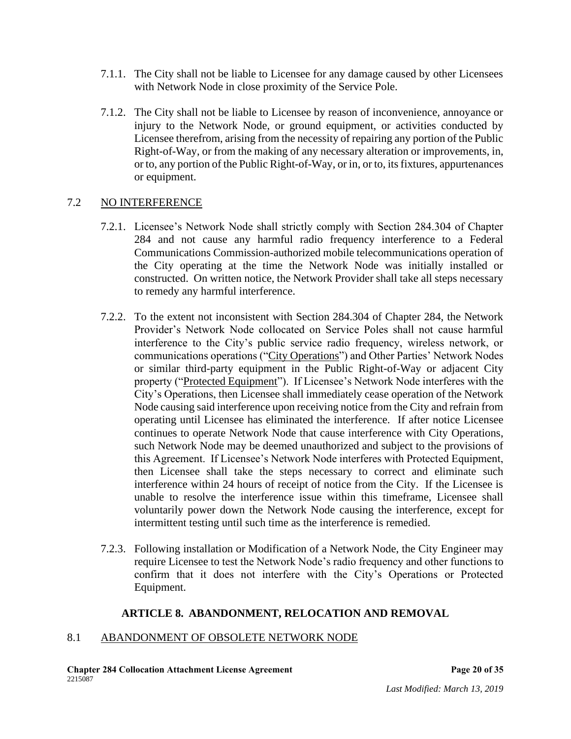7.1.1. The City shall not be liable to Licensee for any damage caused by other Licensees with Network Node in close proximity of the Service Pole.

7.1.2. The City shall not be liable to Licensee by reason of inconvenience, annoyance or injury to the Network Node, or ground equipment, or activities conducted by Licensee therefrom, arising from the necessity of repairing any portion of the Public Right-of-Way, or from the making of any necessary alteration or improvements, in, or to, any portion of the Public Right-of-Way, or in, or to, its fixtures, appurtenances or equipment.

## 7.2 NO INTERFERENCE

7.2.1. Licensee's Network Node shall strictly comply with Section 284.304 of Chapter 284 and not cause any harmful radio frequency interference to a Federal Communications Commission-authorized mobile telecommunications operation of the City operating at the time the Network Node was initially installed or constructed. On written notice, the Network Provider shall take all steps necessary to remedy any harmful interference.

7.2.2. To the extent not inconsistent with Section 284.304 of Chapter 284, the Network Provider's Network Node collocated on Service Poles shall not cause harmful interference to the City's public service radio frequency, wireless network, or communications operations ("City Operations") and Other Parties' Network Nodes or similar third-party equipment in the Public Right-of-Way or adjacent City property ("Protected Equipment"). If Licensee's Network Node interferes with the City's Operations, then Licensee shall immediately cease operation of the Network Node causing said interference upon receiving notice from the City and refrain from operating until Licensee has eliminated the interference. If after notice Licensee continues to operate Network Node that cause interference with City Operations, such Network Node may be deemed unauthorized and subject to the provisions of this Agreement. If Licensee's Network Node interferes with Protected Equipment, then Licensee shall take the steps necessary to correct and eliminate such interference within 24 hours of receipt of notice from the City. If the Licensee is unable to resolve the interference issue within this timeframe, Licensee shall voluntarily power down the Network Node causing the interference, except for intermittent testing until such time as the interference is remedied.

7.2.3. Following installation or Modification of a Network Node, the City Engineer may require Licensee to test the Network Node's radio frequency and other functions to confirm that it does not interfere with the City's Operations or Protected Equipment.

# ARTICLE 8. ABANDONMENT, RELOCATION AND REMOVAL

## 8.1 ABANDONMENT OF OBSOLETE NETWORK NODE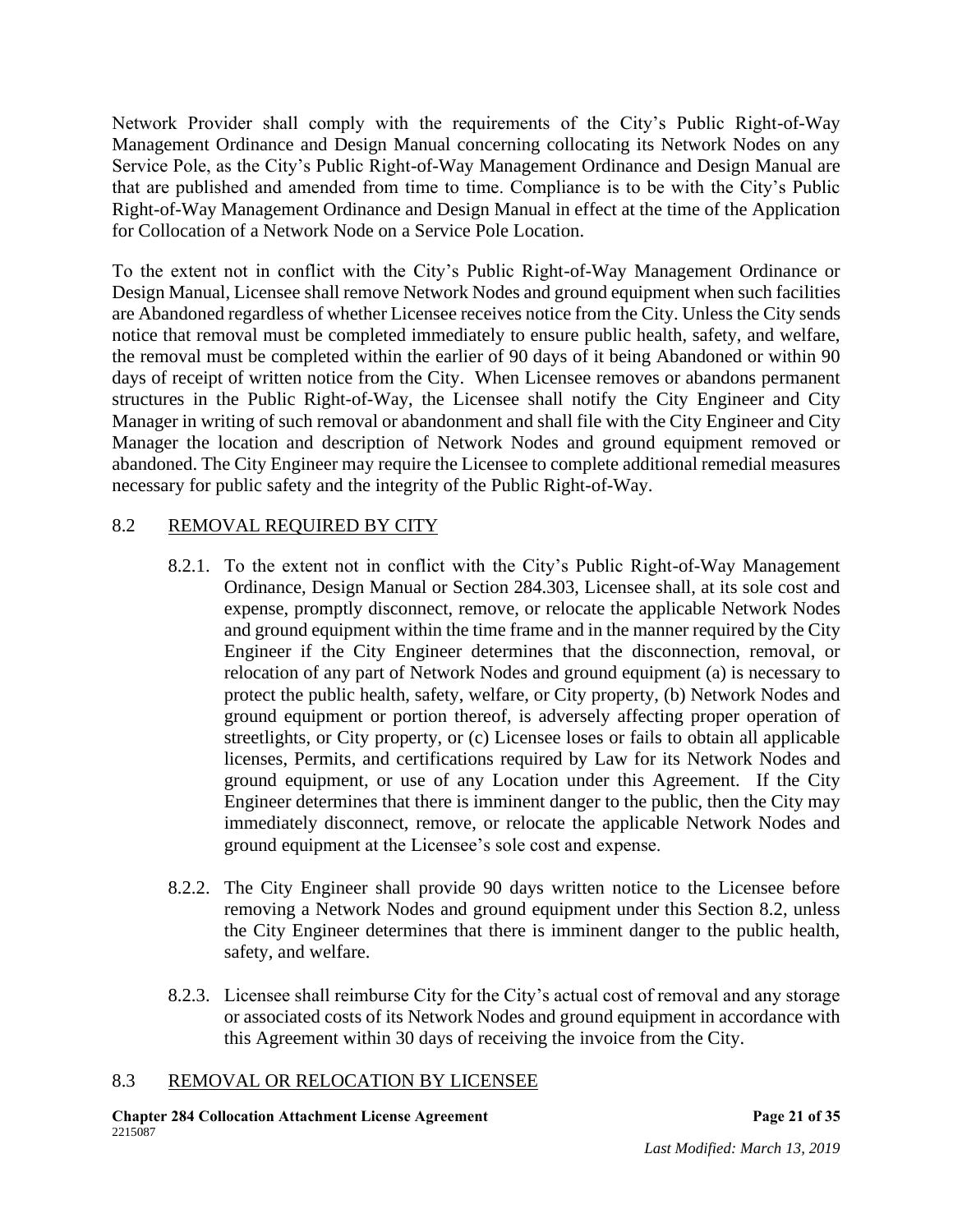Network Provider shall comply with the requirements of the City's Public Right-of-Way Management Ordinance and Design Manual concerning collocating its Network Nodes on any Service Pole, as the City's Public Right-of-Way Management Ordinance and Design Manual are that are published and amended from time to time. Compliance is to be with the City's Public Right-of-Way Management Ordinance and Design Manual in effect at the time of the Application for Collocation of a Network Node on a Service Pole Location.

To the extent not in conflict with the City's Public Right-of-Way Management Ordinance or Design Manual, Licensee shall remove Network Nodes and ground equipment when such facilities are Abandoned regardless of whether Licensee receives notice from the City. Unless the City sends notice that removal must be completed immediately to ensure public health, safety, and welfare, the removal must be completed within the earlier of 90 days of it being Abandoned or within 90 days of receipt of written notice from the City. When Licensee removes or abandons permanent structures in the Public Right-of-Way, the Licensee shall notify the City Engineer and City Manager in writing of such removal or abandonment and shall file with the City Engineer and City Manager the location and description of Network Nodes and ground equipment removed or abandoned. The City Engineer may require the Licensee to complete additional remedial measures necessary for public safety and the integrity of the Public Right-of-Way.

## 8.2 REMOVAL REQUIRED BY CITY

8.2.1. To the extent not in conflict with the City's Public Right-of-Way Management Ordinance, Design Manual or Section 284.303, Licensee shall, at its sole cost and expense, promptly disconnect, remove, or relocate the applicable Network Nodes and ground equipment within the time frame and in the manner required by the City Engineer if the City Engineer determines that the disconnection, removal, or relocation of any part of Network Nodes and ground equipment (a) is necessary to protect the public health, safety, welfare, or City property, (b) Network Nodes and ground equipment or portion thereof, is adversely affecting proper operation of streetlights, or City property, or (c) Licensee loses or fails to obtain all applicable licenses, Permits, and certifications required by Law for its Network Nodes and ground equipment, or use of any Location under this Agreement. If the City Engineer determines that there is imminent danger to the public, then the City may immediately disconnect, remove, or relocate the applicable Network Nodes and ground equipment at the Licensee's sole cost and expense.

8.2.2. The City Engineer shall provide 90 days written notice to the Licensee before removing a Network Nodes and ground equipment under this Section 8.2, unless the City Engineer determines that there is imminent danger to the public health, safety, and welfare.

8.2.3. Licensee shall reimburse City for the City's actual cost of removal and any storage or associated costs of its Network Nodes and ground equipment in accordance with this Agreement within 30 days of receiving the invoice from the City.

## 8.3 REMOVAL OR RELOCATION BY LICENSEE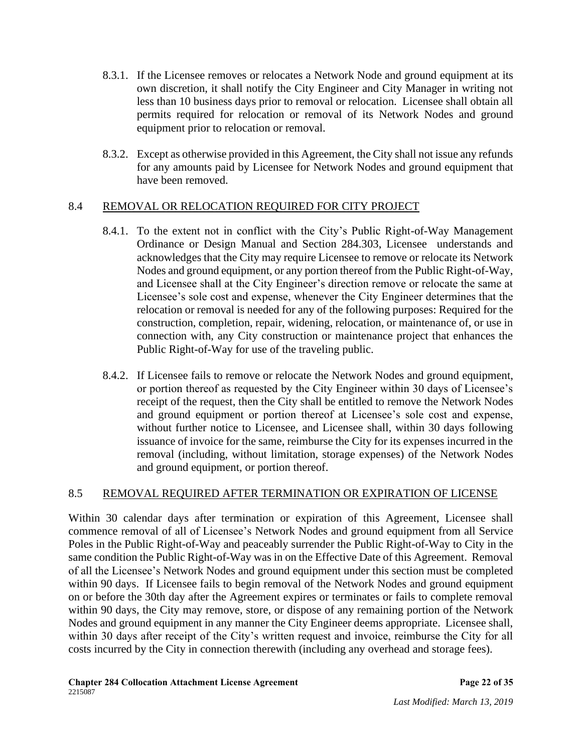8.3.1. If the Licensee removes or relocates a Network Node and ground equipment at its own discretion, it shall notify the City Engineer and City Manager in writing not less than 10 business days prior to removal or relocation. Licensee shall obtain all permits required for relocation or removal of its Network Nodes and ground equipment prior to relocation or removal.

8.3.2. Except as otherwise provided in this Agreement, the City shall not issue any refunds for any amounts paid by Licensee for Network Nodes and ground equipment that have been removed.

## 8.4 REMOVAL OR RELOCATION REQUIRED FOR CITY PROJECT

8.4.1. To the extent not in conflict with the City's Public Right-of-Way Management Ordinance or Design Manual and Section 284.303, Licensee understands and acknowledges that the City may require Licensee to remove or relocate its Network Nodes and ground equipment, or any portion thereof from the Public Right-of-Way, and Licensee shall at the City Engineer's direction remove or relocate the same at Licensee's sole cost and expense, whenever the City Engineer determines that the relocation or removal is needed for any of the following purposes: Required for the construction, completion, repair, widening, relocation, or maintenance of, or use in connection with, any City construction or maintenance project that enhances the Public Right-of-Way for use of the traveling public.

8.4.2. If Licensee fails to remove or relocate the Network Nodes and ground equipment, or portion thereof as requested by the City Engineer within 30 days of Licensee's receipt of the request, then the City shall be entitled to remove the Network Nodes and ground equipment or portion thereof at Licensee's sole cost and expense, without further notice to Licensee, and Licensee shall, within 30 days following issuance of invoice for the same, reimburse the City for its expenses incurred in the removal (including, without limitation, storage expenses) of the Network Nodes and ground equipment, or portion thereof.

## 8.5 REMOVAL REQUIRED AFTER TERMINATION OR EXPIRATION OF LICENSE

Within 30 calendar days after termination or expiration of this Agreement, Licensee shall commence removal of all of Licensee's Network Nodes and ground equipment from all Service Poles in the Public Right-of-Way and peaceably surrender the Public Right-of-Way to City in the same condition the Public Right-of-Way was in on the Effective Date of this Agreement. Removal of all the Licensee's Network Nodes and ground equipment under this section must be completed within 90 days. If Licensee fails to begin removal of the Network Nodes and ground equipment on or before the 30th day after the Agreement expires or terminates or fails to complete removal within 90 days, the City may remove, store, or dispose of any remaining portion of the Network Nodes and ground equipment in any manner the City Engineer deems appropriate. Licensee shall, within 30 days after receipt of the City's written request and invoice, reimburse the City for all costs incurred by the City in connection therewith (including any overhead and storage fees).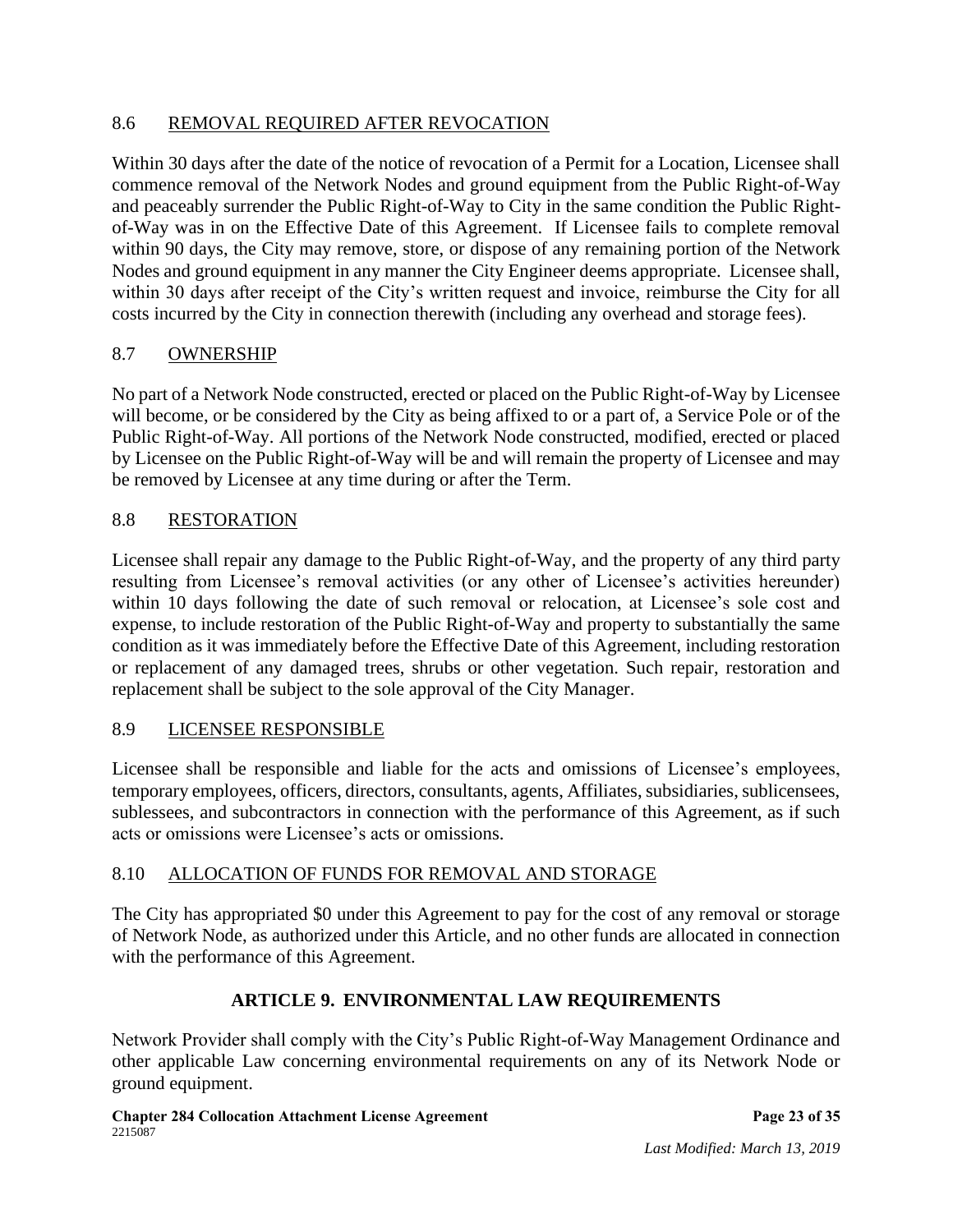### 8.6 REMOVAL REQUIRED AFTER REVOCATION

Within 30 days after the date of the notice of revocation of a Permit for a Location, Licensee shall commence removal of the Network Nodes and ground equipment from the Public Right-of-Way and peaceably surrender the Public Right-of-Way to City in the same condition the Public Right-of-Way was in on the Effective Date of this Agreement. If Licensee fails to complete removal within 90 days, the City may remove, store, or dispose of any remaining portion of the Network Nodes and ground equipment in any manner the City Engineer deems appropriate. Licensee shall, within 30 days after receipt of the City's written request and invoice, reimburse the City for all costs incurred by the City in connection therewith (including any overhead and storage fees).

### 8.7 OWNERSHIP

No part of a Network Node constructed, erected or placed on the Public Right-of-Way by Licensee will become, or be considered by the City as being affixed to or a part of, a Service Pole or of the Public Right-of-Way. All portions of the Network Node constructed, modified, erected or placed by Licensee on the Public Right-of-Way will be and will remain the property of Licensee and may be removed by Licensee at any time during or after the Term.

### 8.8 RESTORATION

Licensee shall repair any damage to the Public Right-of-Way, and the property of any third party resulting from Licensee's removal activities (or any other of Licensee's activities hereunder) within 10 days following the date of such removal or relocation, at Licensee's sole cost and expense, to include restoration of the Public Right-of-Way and property to substantially the same condition as it was immediately before the Effective Date of this Agreement, including restoration or replacement of any damaged trees, shrubs or other vegetation. Such repair, restoration and replacement shall be subject to the sole approval of the City Manager.

### 8.9 LICENSEE RESPONSIBLE

Licensee shall be responsible and liable for the acts and omissions of Licensee's employees, temporary employees, officers, directors, consultants, agents, Affiliates, subsidiaries, sublicensees, sublessees, and subcontractors in connection with the performance of this Agreement, as if such acts or omissions were Licensee's acts or omissions.

### 8.10 ALLOCATION OF FUNDS FOR REMOVAL AND STORAGE

The City has appropriated $0 under this Agreement to pay for the cost of any removal or storage of Network Node, as authorized under this Article, and no other funds are allocated in connection with the performance of this Agreement.

## ARTICLE 9. ENVIRONMENTAL LAW REQUIREMENTS

Network Provider shall comply with the City's Public Right-of-Way Management Ordinance and other applicable Law concerning environmental requirements on any of its Network Node or ground equipment.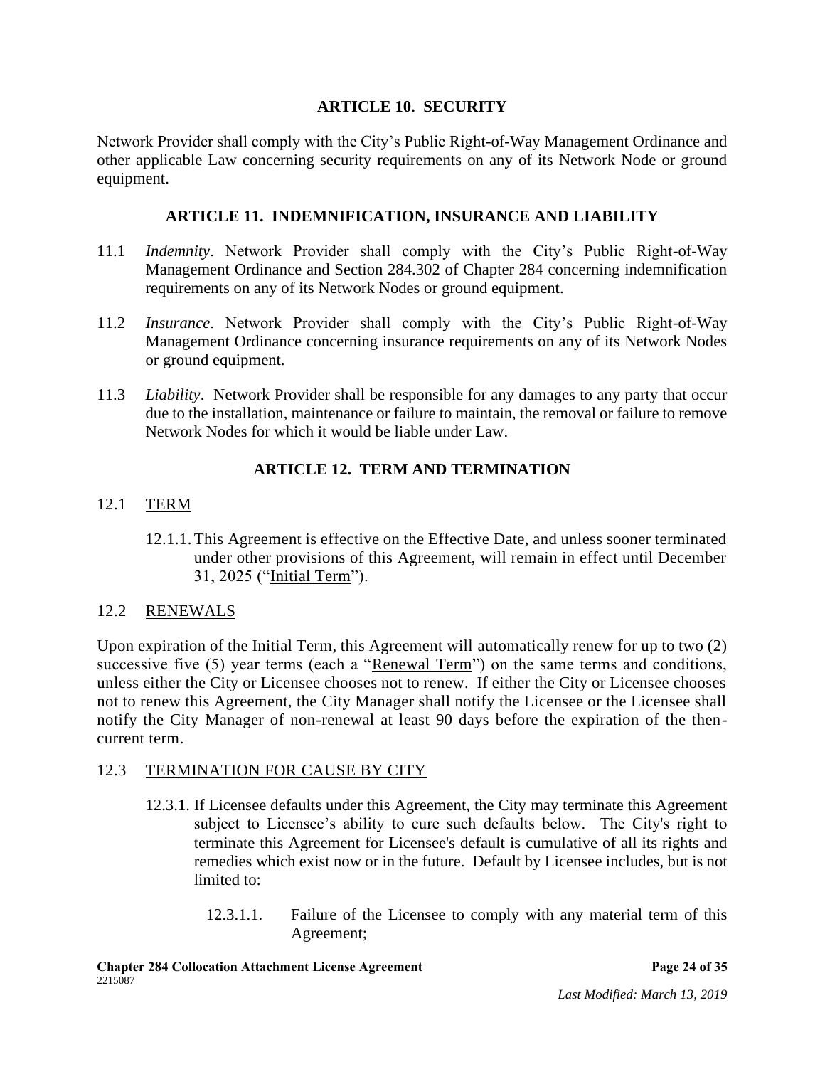## ARTICLE 10. SECURITY

Network Provider shall comply with the City's Public Right-of-Way Management Ordinance and other applicable Law concerning security requirements on any of its Network Node or ground equipment.

## ARTICLE 11. INDEMNIFICATION, INSURANCE AND LIABILITY

11.1 *Indemnity*. Network Provider shall comply with the City's Public Right-of-Way Management Ordinance and Section 284.302 of Chapter 284 concerning indemnification requirements on any of its Network Nodes or ground equipment.

11.2 *Insurance*. Network Provider shall comply with the City's Public Right-of-Way Management Ordinance concerning insurance requirements on any of its Network Nodes or ground equipment.

11.3 *Liability*. Network Provider shall be responsible for any damages to any party that occur due to the installation, maintenance or failure to maintain, the removal or failure to remove Network Nodes for which it would be liable under Law.

## ARTICLE 12. TERM AND TERMINATION

12.1 <u>TERM</u>

12.1.1. This Agreement is effective on the Effective Date, and unless sooner terminated under other provisions of this Agreement, will remain in effect until December 31, 2025 ("<u>Initial Term</u>").

12.2 <u>RENEWALS</u>

Upon expiration of the Initial Term, this Agreement will automatically renew for up to two (2) successive five (5) year terms (each a "<u>Renewal Term</u>") on the same terms and conditions, unless either the City or Licensee chooses not to renew. If either the City or Licensee chooses not to renew this Agreement, the City Manager shall notify the Licensee or the Licensee shall notify the City Manager of non-renewal at least 90 days before the expiration of the then-current term.

12.3 <u>TERMINATION FOR CAUSE BY CITY</u>

12.3.1. If Licensee defaults under this Agreement, the City may terminate this Agreement subject to Licensee's ability to cure such defaults below. The City's right to terminate this Agreement for Licensee's default is cumulative of all its rights and remedies which exist now or in the future. Default by Licensee includes, but is not limited to:

12.3.1.1. Failure of the Licensee to comply with any material term of this Agreement;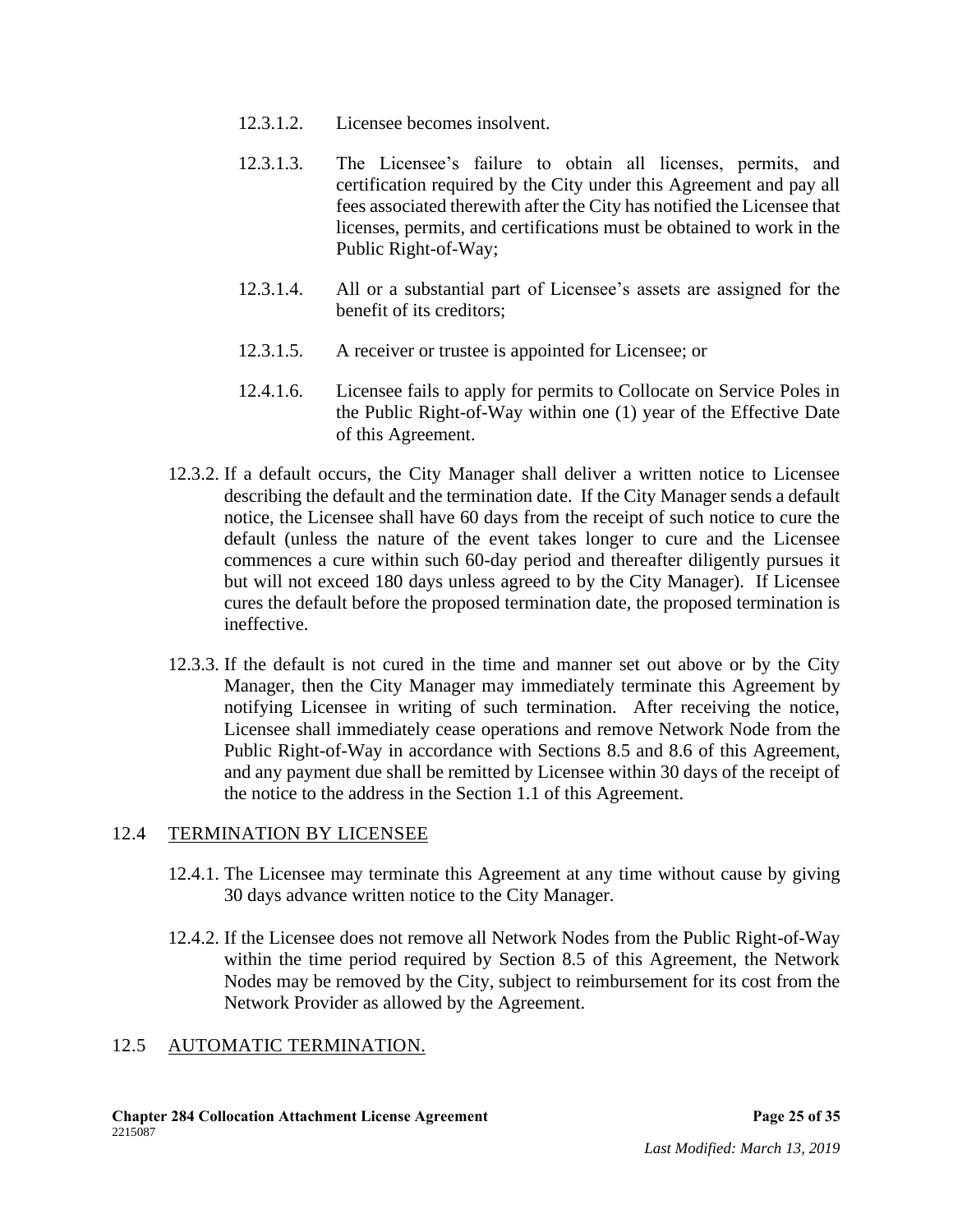12.3.1.2. Licensee becomes insolvent.

12.3.1.3. The Licensee's failure to obtain all licenses, permits, and certification required by the City under this Agreement and pay all fees associated therewith after the City has notified the Licensee that licenses, permits, and certifications must be obtained to work in the Public Right-of-Way;

12.3.1.4. All or a substantial part of Licensee's assets are assigned for the benefit of its creditors;

12.3.1.5. A receiver or trustee is appointed for Licensee; or

12.4.1.6. Licensee fails to apply for permits to Collocate on Service Poles in the Public Right-of-Way within one (1) year of the Effective Date of this Agreement.

12.3.2. If a default occurs, the City Manager shall deliver a written notice to Licensee describing the default and the termination date. If the City Manager sends a default notice, the Licensee shall have 60 days from the receipt of such notice to cure the default (unless the nature of the event takes longer to cure and the Licensee commences a cure within such 60-day period and thereafter diligently pursues it but will not exceed 180 days unless agreed to by the City Manager). If Licensee cures the default before the proposed termination date, the proposed termination is ineffective.

12.3.3. If the default is not cured in the time and manner set out above or by the City Manager, then the City Manager may immediately terminate this Agreement by notifying Licensee in writing of such termination. After receiving the notice, Licensee shall immediately cease operations and remove Network Node from the Public Right-of-Way in accordance with Sections 8.5 and 8.6 of this Agreement, and any payment due shall be remitted by Licensee within 30 days of the receipt of the notice to the address in the Section 1.1 of this Agreement.

## 12.4 TERMINATION BY LICENSEE

12.4.1. The Licensee may terminate this Agreement at any time without cause by giving 30 days advance written notice to the City Manager.

12.4.2. If the Licensee does not remove all Network Nodes from the Public Right-of-Way within the time period required by Section 8.5 of this Agreement, the Network Nodes may be removed by the City, subject to reimbursement for its cost from the Network Provider as allowed by the Agreement.

## 12.5 AUTOMATIC TERMINATION.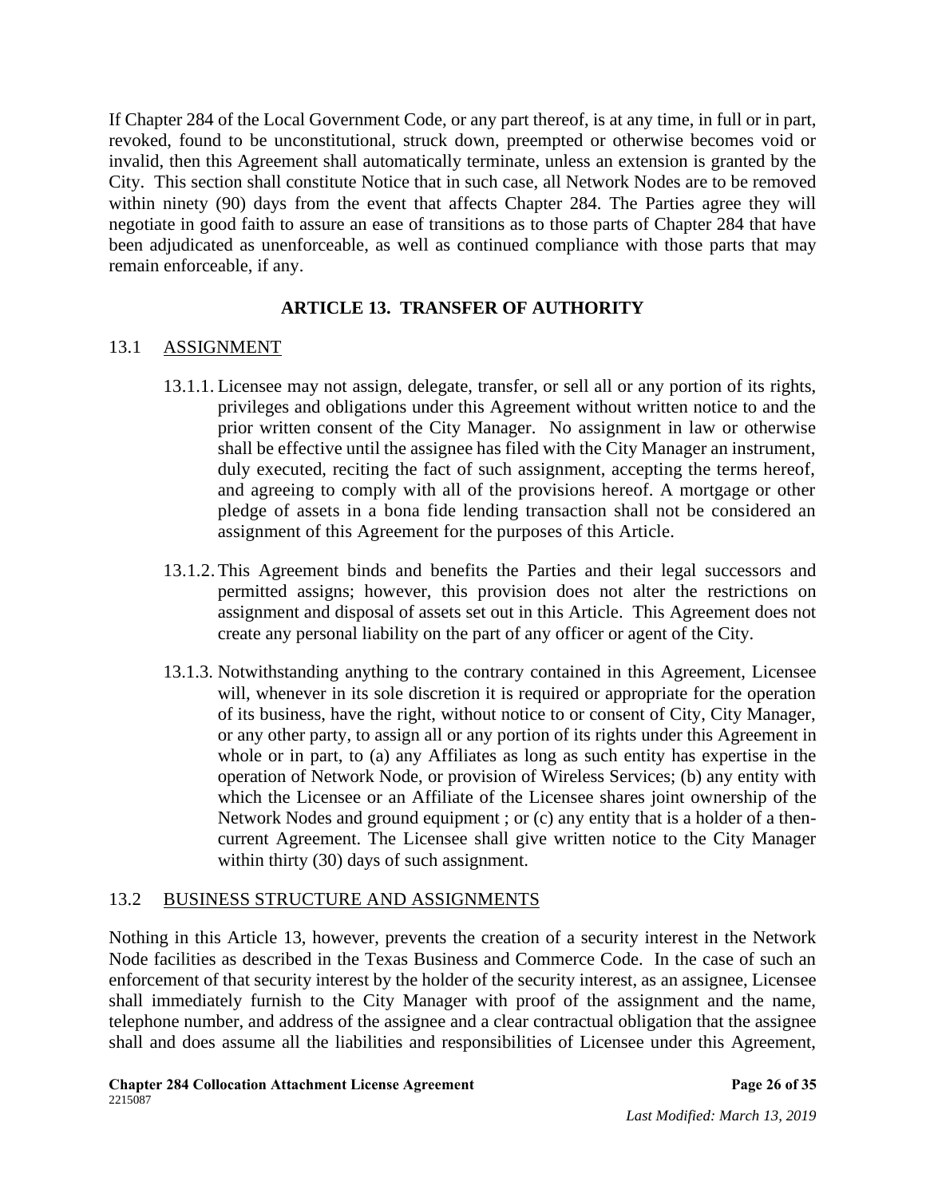If Chapter 284 of the Local Government Code, or any part thereof, is at any time, in full or in part, revoked, found to be unconstitutional, struck down, preempted or otherwise becomes void or invalid, then this Agreement shall automatically terminate, unless an extension is granted by the City. This section shall constitute Notice that in such case, all Network Nodes are to be removed within ninety (90) days from the event that affects Chapter 284. The Parties agree they will negotiate in good faith to assure an ease of transitions as to those parts of Chapter 284 that have been adjudicated as unenforceable, as well as continued compliance with those parts that may remain enforceable, if any.

## ARTICLE 13. TRANSFER OF AUTHORITY

### 13.1 ASSIGNMENT

13.1.1. Licensee may not assign, delegate, transfer, or sell all or any portion of its rights, privileges and obligations under this Agreement without written notice to and the prior written consent of the City Manager. No assignment in law or otherwise shall be effective until the assignee has filed with the City Manager an instrument, duly executed, reciting the fact of such assignment, accepting the terms hereof, and agreeing to comply with all of the provisions hereof. A mortgage or other pledge of assets in a bona fide lending transaction shall not be considered an assignment of this Agreement for the purposes of this Article.

13.1.2. This Agreement binds and benefits the Parties and their legal successors and permitted assigns; however, this provision does not alter the restrictions on assignment and disposal of assets set out in this Article. This Agreement does not create any personal liability on the part of any officer or agent of the City.

13.1.3. Notwithstanding anything to the contrary contained in this Agreement, Licensee will, whenever in its sole discretion it is required or appropriate for the operation of its business, have the right, without notice to or consent of City, City Manager, or any other party, to assign all or any portion of its rights under this Agreement in whole or in part, to (a) any Affiliates as long as such entity has expertise in the operation of Network Node, or provision of Wireless Services; (b) any entity with which the Licensee or an Affiliate of the Licensee shares joint ownership of the Network Nodes and ground equipment ; or (c) any entity that is a holder of a then-current Agreement. The Licensee shall give written notice to the City Manager within thirty (30) days of such assignment.

### 13.2 BUSINESS STRUCTURE AND ASSIGNMENTS

Nothing in this Article 13, however, prevents the creation of a security interest in the Network Node facilities as described in the Texas Business and Commerce Code. In the case of such an enforcement of that security interest by the holder of the security interest, as an assignee, Licensee shall immediately furnish to the City Manager with proof of the assignment and the name, telephone number, and address of the assignee and a clear contractual obligation that the assignee shall and does assume all the liabilities and responsibilities of Licensee under this Agreement,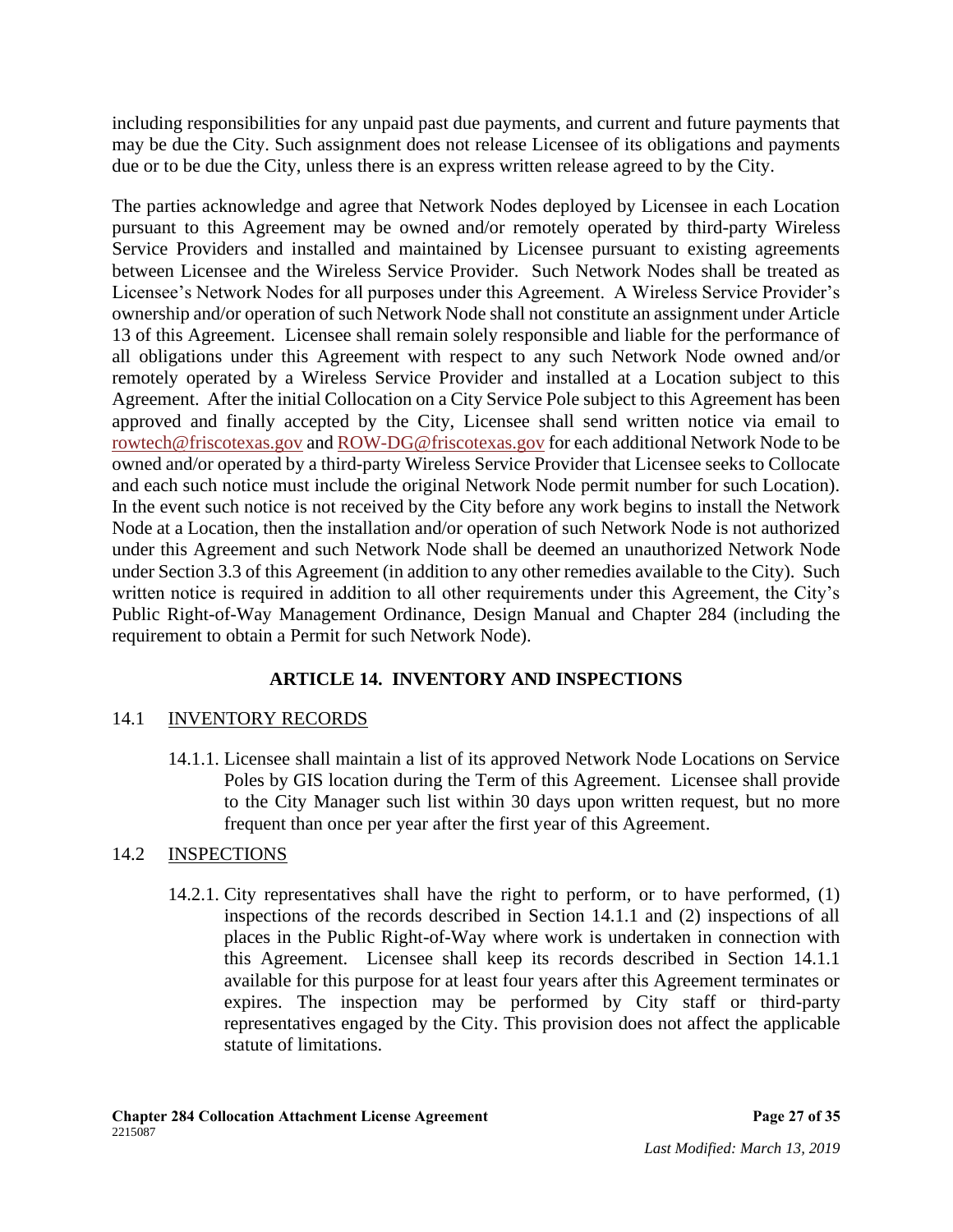including responsibilities for any unpaid past due payments, and current and future payments that may be due the City. Such assignment does not release Licensee of its obligations and payments due or to be due the City, unless there is an express written release agreed to by the City.

The parties acknowledge and agree that Network Nodes deployed by Licensee in each Location pursuant to this Agreement may be owned and/or remotely operated by third-party Wireless Service Providers and installed and maintained by Licensee pursuant to existing agreements between Licensee and the Wireless Service Provider. Such Network Nodes shall be treated as Licensee's Network Nodes for all purposes under this Agreement. A Wireless Service Provider's ownership and/or operation of such Network Node shall not constitute an assignment under Article 13 of this Agreement. Licensee shall remain solely responsible and liable for the performance of all obligations under this Agreement with respect to any such Network Node owned and/or remotely operated by a Wireless Service Provider and installed at a Location subject to this Agreement. After the initial Collocation on a City Service Pole subject to this Agreement has been approved and finally accepted by the City, Licensee shall send written notice via email to rowtech@friscotexas.gov and ROW-DG@friscotexas.gov for each additional Network Node to be owned and/or operated by a third-party Wireless Service Provider that Licensee seeks to Collocate and each such notice must include the original Network Node permit number for such Location). In the event such notice is not received by the City before any work begins to install the Network Node at a Location, then the installation and/or operation of such Network Node is not authorized under this Agreement and such Network Node shall be deemed an unauthorized Network Node under Section 3.3 of this Agreement (in addition to any other remedies available to the City). Such written notice is required in addition to all other requirements under this Agreement, the City's Public Right-of-Way Management Ordinance, Design Manual and Chapter 284 (including the requirement to obtain a Permit for such Network Node).

## ARTICLE 14. INVENTORY AND INSPECTIONS

### 14.1 INVENTORY RECORDS

14.1.1. Licensee shall maintain a list of its approved Network Node Locations on Service Poles by GIS location during the Term of this Agreement. Licensee shall provide to the City Manager such list within 30 days upon written request, but no more frequent than once per year after the first year of this Agreement.

### 14.2 INSPECTIONS

14.2.1. City representatives shall have the right to perform, or to have performed, (1) inspections of the records described in Section 14.1.1 and (2) inspections of all places in the Public Right-of-Way where work is undertaken in connection with this Agreement. Licensee shall keep its records described in Section 14.1.1 available for this purpose for at least four years after this Agreement terminates or expires. The inspection may be performed by City staff or third-party representatives engaged by the City. This provision does not affect the applicable statute of limitations.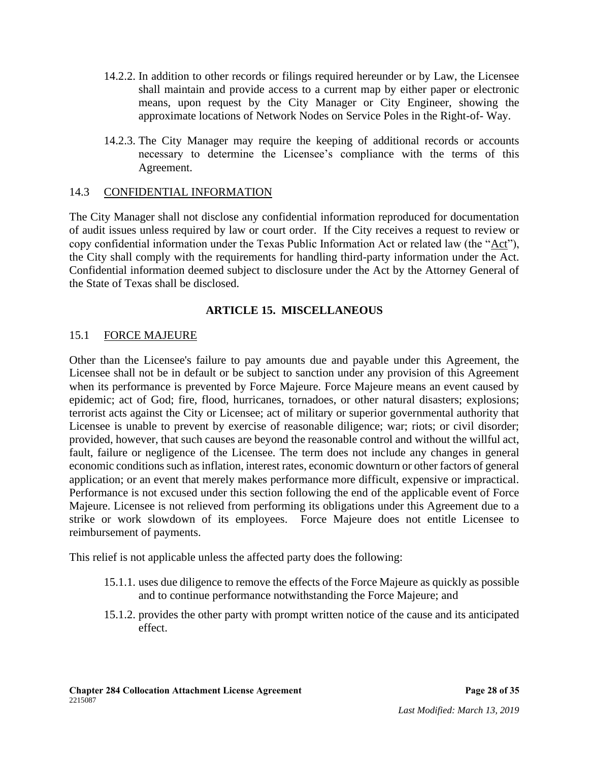14.2.2. In addition to other records or filings required hereunder or by Law, the Licensee shall maintain and provide access to a current map by either paper or electronic means, upon request by the City Manager or City Engineer, showing the approximate locations of Network Nodes on Service Poles in the Right-of- Way.

14.2.3. The City Manager may require the keeping of additional records or accounts necessary to determine the Licensee's compliance with the terms of this Agreement.

### 14.3 CONFIDENTIAL INFORMATION

The City Manager shall not disclose any confidential information reproduced for documentation of audit issues unless required by law or court order. If the City receives a request to review or copy confidential information under the Texas Public Information Act or related law (the "Act"), the City shall comply with the requirements for handling third-party information under the Act. Confidential information deemed subject to disclosure under the Act by the Attorney General of the State of Texas shall be disclosed.

## ARTICLE 15. MISCELLANEOUS

### 15.1 FORCE MAJEURE

Other than the Licensee's failure to pay amounts due and payable under this Agreement, the Licensee shall not be in default or be subject to sanction under any provision of this Agreement when its performance is prevented by Force Majeure. Force Majeure means an event caused by epidemic; act of God; fire, flood, hurricanes, tornadoes, or other natural disasters; explosions; terrorist acts against the City or Licensee; act of military or superior governmental authority that Licensee is unable to prevent by exercise of reasonable diligence; war; riots; or civil disorder; provided, however, that such causes are beyond the reasonable control and without the willful act, fault, failure or negligence of the Licensee. The term does not include any changes in general economic conditions such as inflation, interest rates, economic downturn or other factors of general application; or an event that merely makes performance more difficult, expensive or impractical. Performance is not excused under this section following the end of the applicable event of Force Majeure. Licensee is not relieved from performing its obligations under this Agreement due to a strike or work slowdown of its employees. Force Majeure does not entitle Licensee to reimbursement of payments.

This relief is not applicable unless the affected party does the following:

15.1.1. uses due diligence to remove the effects of the Force Majeure as quickly as possible and to continue performance notwithstanding the Force Majeure; and

15.1.2. provides the other party with prompt written notice of the cause and its anticipated effect.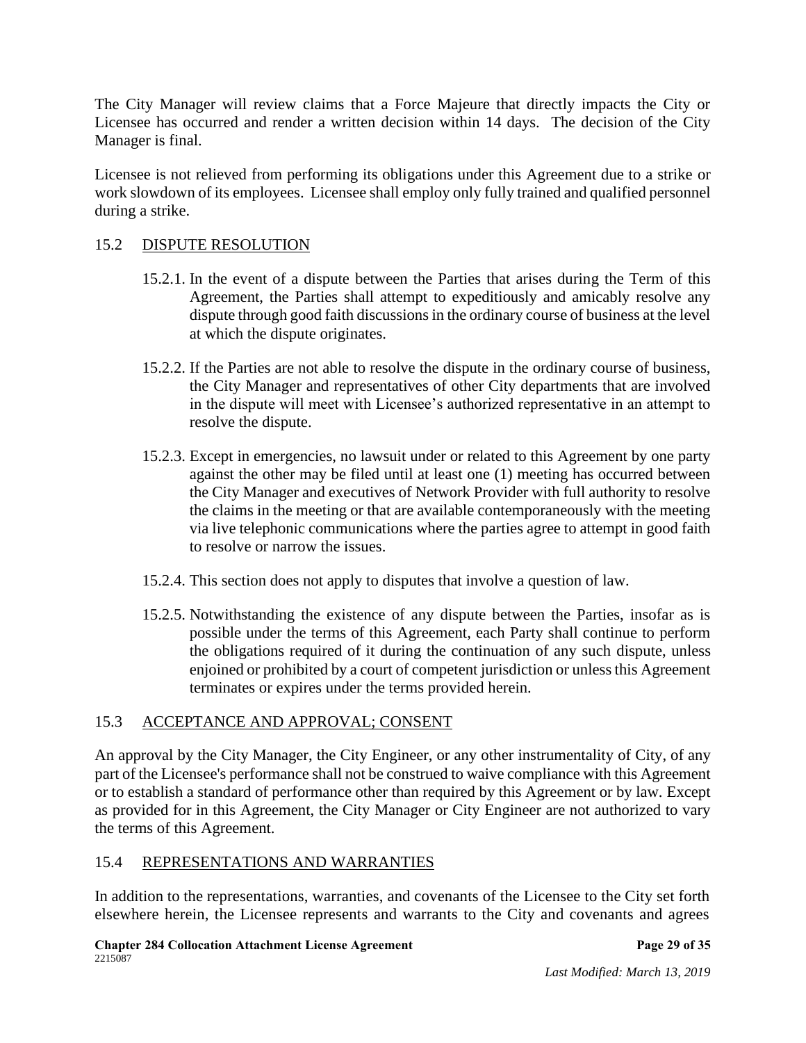The City Manager will review claims that a Force Majeure that directly impacts the City or Licensee has occurred and render a written decision within 14 days. The decision of the City Manager is final.

Licensee is not relieved from performing its obligations under this Agreement due to a strike or work slowdown of its employees. Licensee shall employ only fully trained and qualified personnel during a strike.

## 15.2 DISPUTE RESOLUTION

15.2.1. In the event of a dispute between the Parties that arises during the Term of this Agreement, the Parties shall attempt to expeditiously and amicably resolve any dispute through good faith discussions in the ordinary course of business at the level at which the dispute originates.

15.2.2. If the Parties are not able to resolve the dispute in the ordinary course of business, the City Manager and representatives of other City departments that are involved in the dispute will meet with Licensee's authorized representative in an attempt to resolve the dispute.

15.2.3. Except in emergencies, no lawsuit under or related to this Agreement by one party against the other may be filed until at least one (1) meeting has occurred between the City Manager and executives of Network Provider with full authority to resolve the claims in the meeting or that are available contemporaneously with the meeting via live telephonic communications where the parties agree to attempt in good faith to resolve or narrow the issues.

15.2.4. This section does not apply to disputes that involve a question of law.

15.2.5. Notwithstanding the existence of any dispute between the Parties, insofar as is possible under the terms of this Agreement, each Party shall continue to perform the obligations required of it during the continuation of any such dispute, unless enjoined or prohibited by a court of competent jurisdiction or unless this Agreement terminates or expires under the terms provided herein.

## 15.3 ACCEPTANCE AND APPROVAL; CONSENT

An approval by the City Manager, the City Engineer, or any other instrumentality of City, of any part of the Licensee's performance shall not be construed to waive compliance with this Agreement or to establish a standard of performance other than required by this Agreement or by law. Except as provided for in this Agreement, the City Manager or City Engineer are not authorized to vary the terms of this Agreement.

## 15.4 REPRESENTATIONS AND WARRANTIES

In addition to the representations, warranties, and covenants of the Licensee to the City set forth elsewhere herein, the Licensee represents and warrants to the City and covenants and agrees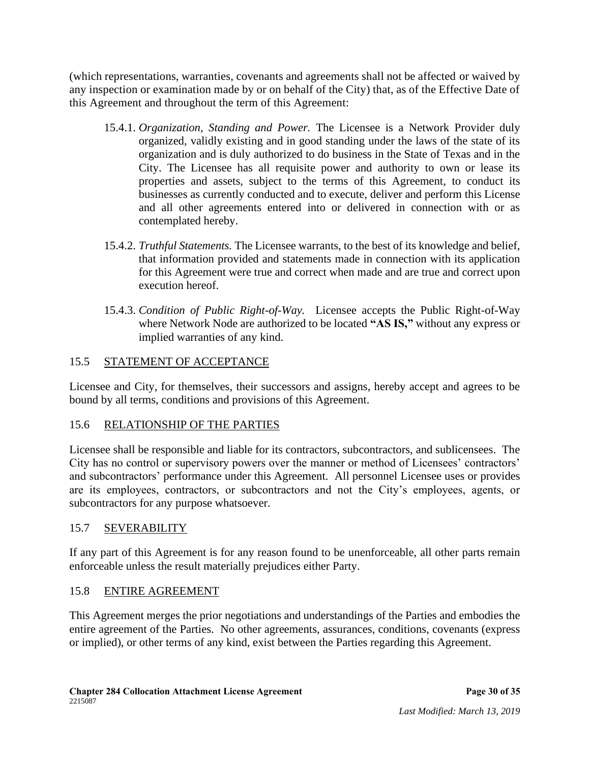(which representations, warranties, covenants and agreements shall not be affected or waived by any inspection or examination made by or on behalf of the City) that, as of the Effective Date of this Agreement and throughout the term of this Agreement:

15.4.1. *Organization, Standing and Power.* The Licensee is a Network Provider duly organized, validly existing and in good standing under the laws of the state of its organization and is duly authorized to do business in the State of Texas and in the City. The Licensee has all requisite power and authority to own or lease its properties and assets, subject to the terms of this Agreement, to conduct its businesses as currently conducted and to execute, deliver and perform this License and all other agreements entered into or delivered in connection with or as contemplated hereby.

15.4.2. *Truthful Statements.* The Licensee warrants, to the best of its knowledge and belief, that information provided and statements made in connection with its application for this Agreement were true and correct when made and are true and correct upon execution hereof.

15.4.3. *Condition of Public Right-of-Way.* Licensee accepts the Public Right-of-Way where Network Node are authorized to be located **"AS IS,"** without any express or implied warranties of any kind.

## 15.5 STATEMENT OF ACCEPTANCE

Licensee and City, for themselves, their successors and assigns, hereby accept and agrees to be bound by all terms, conditions and provisions of this Agreement.

## 15.6 RELATIONSHIP OF THE PARTIES

Licensee shall be responsible and liable for its contractors, subcontractors, and sublicensees. The City has no control or supervisory powers over the manner or method of Licensees' contractors' and subcontractors' performance under this Agreement. All personnel Licensee uses or provides are its employees, contractors, or subcontractors and not the City's employees, agents, or subcontractors for any purpose whatsoever.

## 15.7 SEVERABILITY

If any part of this Agreement is for any reason found to be unenforceable, all other parts remain enforceable unless the result materially prejudices either Party.

## 15.8 ENTIRE AGREEMENT

This Agreement merges the prior negotiations and understandings of the Parties and embodies the entire agreement of the Parties. No other agreements, assurances, conditions, covenants (express or implied), or other terms of any kind, exist between the Parties regarding this Agreement.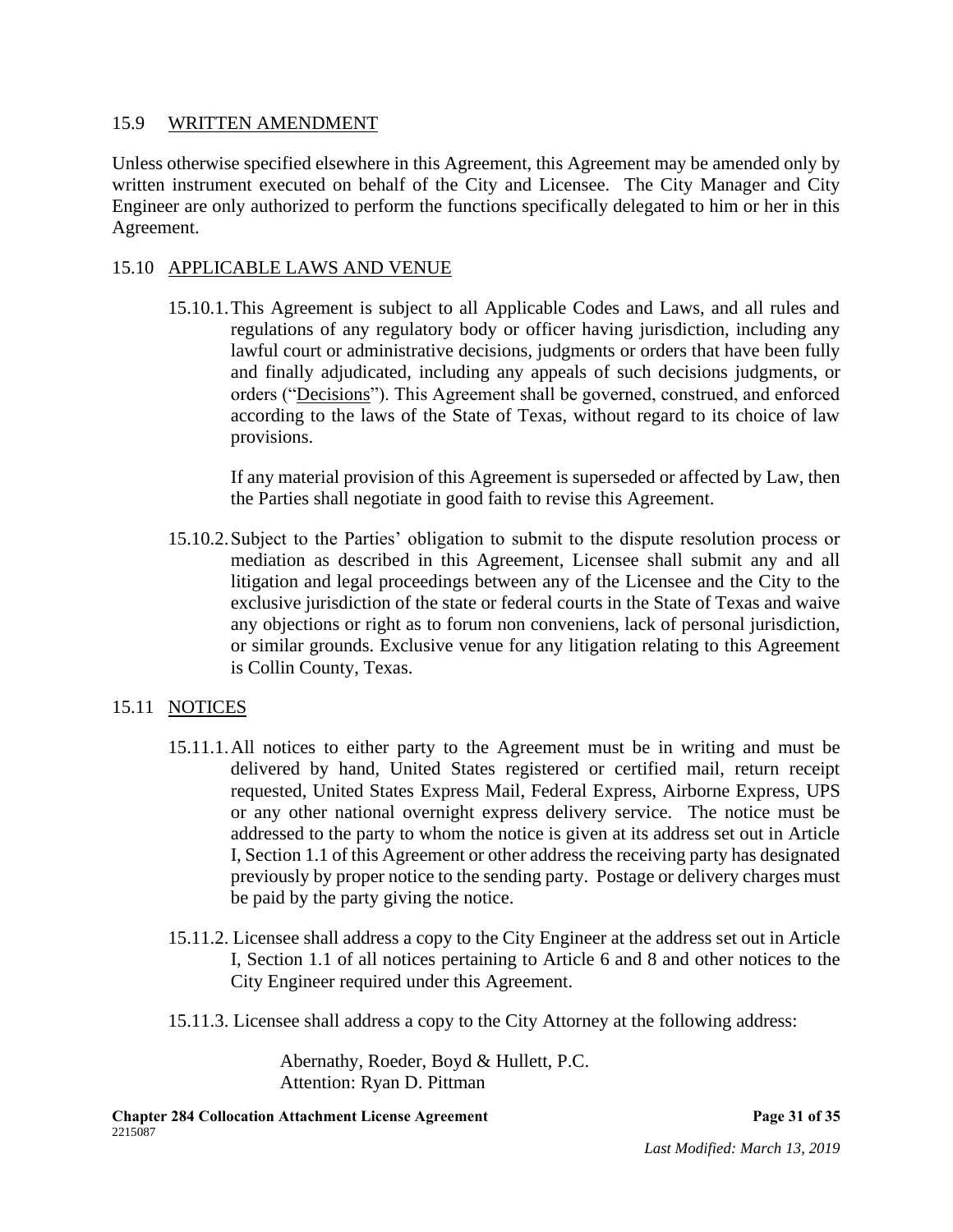## 15.9 WRITTEN AMENDMENT

Unless otherwise specified elsewhere in this Agreement, this Agreement may be amended only by written instrument executed on behalf of the City and Licensee. The City Manager and City Engineer are only authorized to perform the functions specifically delegated to him or her in this Agreement.

## 15.10 APPLICABLE LAWS AND VENUE

15.10.1. This Agreement is subject to all Applicable Codes and Laws, and all rules and regulations of any regulatory body or officer having jurisdiction, including any lawful court or administrative decisions, judgments or orders that have been fully and finally adjudicated, including any appeals of such decisions judgments, or orders ("Decisions"). This Agreement shall be governed, construed, and enforced according to the laws of the State of Texas, without regard to its choice of law provisions.

If any material provision of this Agreement is superseded or affected by Law, then the Parties shall negotiate in good faith to revise this Agreement.

15.10.2. Subject to the Parties' obligation to submit to the dispute resolution process or mediation as described in this Agreement, Licensee shall submit any and all litigation and legal proceedings between any of the Licensee and the City to the exclusive jurisdiction of the state or federal courts in the State of Texas and waive any objections or right as to forum non conveniens, lack of personal jurisdiction, or similar grounds. Exclusive venue for any litigation relating to this Agreement is Collin County, Texas.

## 15.11 NOTICES

15.11.1. All notices to either party to the Agreement must be in writing and must be delivered by hand, United States registered or certified mail, return receipt requested, United States Express Mail, Federal Express, Airborne Express, UPS or any other national overnight express delivery service. The notice must be addressed to the party to whom the notice is given at its address set out in Article I, Section 1.1 of this Agreement or other address the receiving party has designated previously by proper notice to the sending party. Postage or delivery charges must be paid by the party giving the notice.

15.11.2. Licensee shall address a copy to the City Engineer at the address set out in Article I, Section 1.1 of all notices pertaining to Article 6 and 8 and other notices to the City Engineer required under this Agreement.

15.11.3. Licensee shall address a copy to the City Attorney at the following address:

Abernathy, Roeder, Boyd & Hullett, P.C.
Attention: Ryan D. Pittman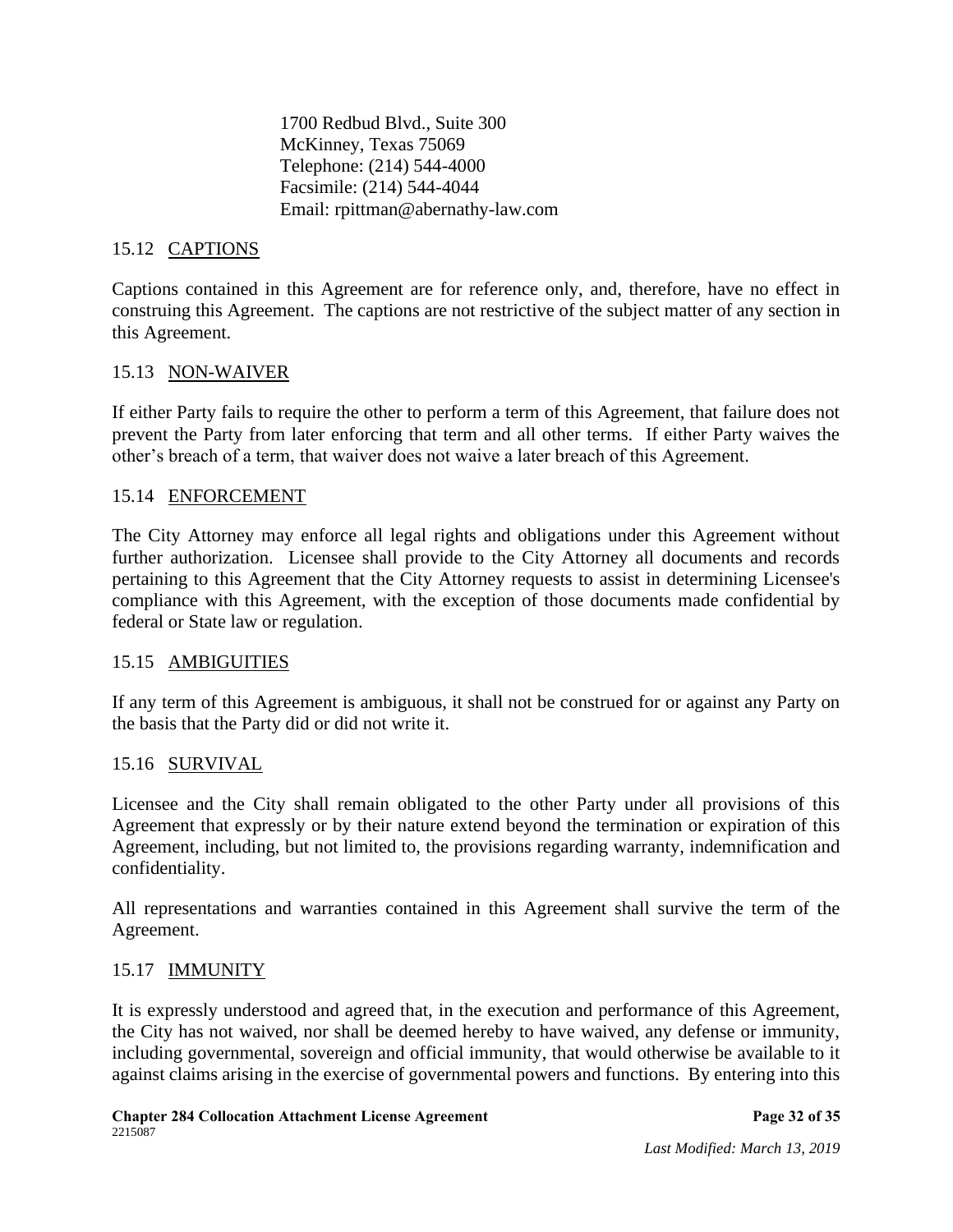1700 Redbud Blvd., Suite 300
McKinney, Texas 75069
Telephone: (214) 544-4000
Facsimile: (214) 544-4044
Email: rpittman@abernathy-law.com

### 15.12 CAPTIONS

Captions contained in this Agreement are for reference only, and, therefore, have no effect in construing this Agreement. The captions are not restrictive of the subject matter of any section in this Agreement.

### 15.13 NON-WAIVER

If either Party fails to require the other to perform a term of this Agreement, that failure does not prevent the Party from later enforcing that term and all other terms. If either Party waives the other's breach of a term, that waiver does not waive a later breach of this Agreement.

### 15.14 ENFORCEMENT

The City Attorney may enforce all legal rights and obligations under this Agreement without further authorization. Licensee shall provide to the City Attorney all documents and records pertaining to this Agreement that the City Attorney requests to assist in determining Licensee's compliance with this Agreement, with the exception of those documents made confidential by federal or State law or regulation.

### 15.15 AMBIGUITIES

If any term of this Agreement is ambiguous, it shall not be construed for or against any Party on the basis that the Party did or did not write it.

### 15.16 SURVIVAL

Licensee and the City shall remain obligated to the other Party under all provisions of this Agreement that expressly or by their nature extend beyond the termination or expiration of this Agreement, including, but not limited to, the provisions regarding warranty, indemnification and confidentiality.

All representations and warranties contained in this Agreement shall survive the term of the Agreement.

### 15.17 IMMUNITY

It is expressly understood and agreed that, in the execution and performance of this Agreement, the City has not waived, nor shall be deemed hereby to have waived, any defense or immunity, including governmental, sovereign and official immunity, that would otherwise be available to it against claims arising in the exercise of governmental powers and functions. By entering into this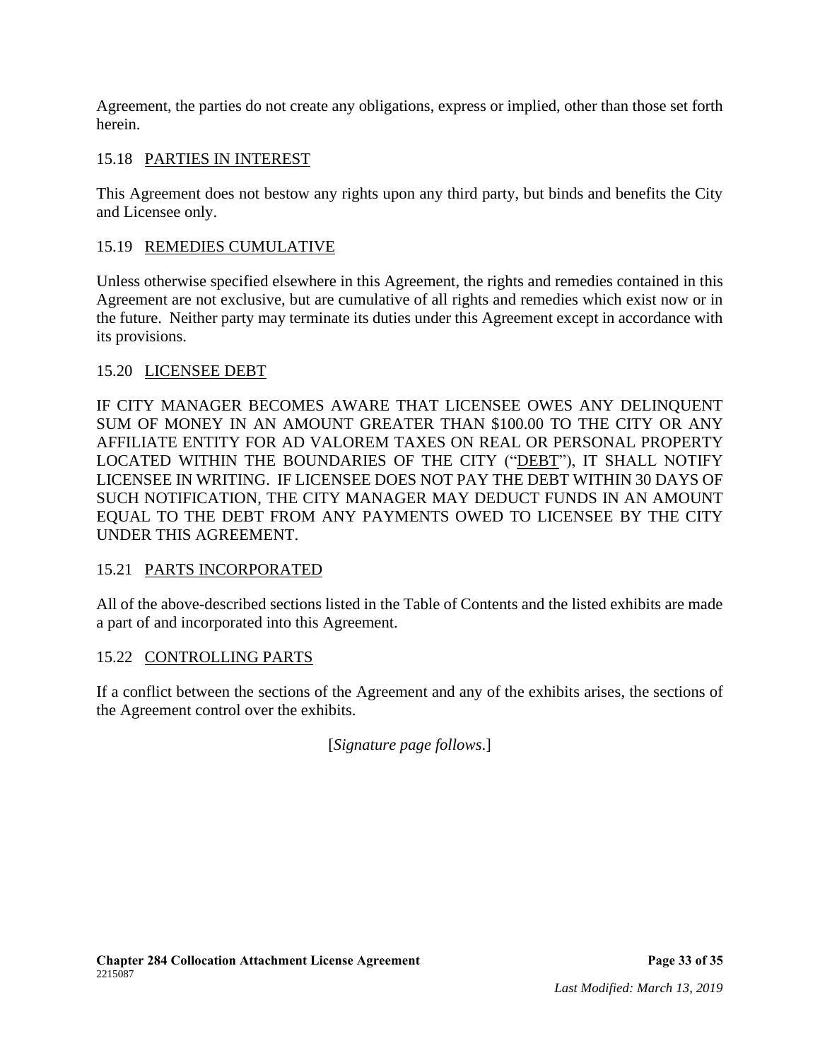Agreement, the parties do not create any obligations, express or implied, other than those set forth herein.

### 15.18 PARTIES IN INTEREST

This Agreement does not bestow any rights upon any third party, but binds and benefits the City and Licensee only.

### 15.19 REMEDIES CUMULATIVE

Unless otherwise specified elsewhere in this Agreement, the rights and remedies contained in this Agreement are not exclusive, but are cumulative of all rights and remedies which exist now or in the future. Neither party may terminate its duties under this Agreement except in accordance with its provisions.

### 15.20 LICENSEE DEBT

IF CITY MANAGER BECOMES AWARE THAT LICENSEE OWES ANY DELINQUENT SUM OF MONEY IN AN AMOUNT GREATER THAN $100.00 TO THE CITY OR ANY AFFILIATE ENTITY FOR AD VALOREM TAXES ON REAL OR PERSONAL PROPERTY LOCATED WITHIN THE BOUNDARIES OF THE CITY ("DEBT"), IT SHALL NOTIFY LICENSEE IN WRITING. IF LICENSEE DOES NOT PAY THE DEBT WITHIN 30 DAYS OF SUCH NOTIFICATION, THE CITY MANAGER MAY DEDUCT FUNDS IN AN AMOUNT EQUAL TO THE DEBT FROM ANY PAYMENTS OWED TO LICENSEE BY THE CITY UNDER THIS AGREEMENT.

### 15.21 PARTS INCORPORATED

All of the above-described sections listed in the Table of Contents and the listed exhibits are made a part of and incorporated into this Agreement.

### 15.22 CONTROLLING PARTS

If a conflict between the sections of the Agreement and any of the exhibits arises, the sections of the Agreement control over the exhibits.

[*Signature page follows*.]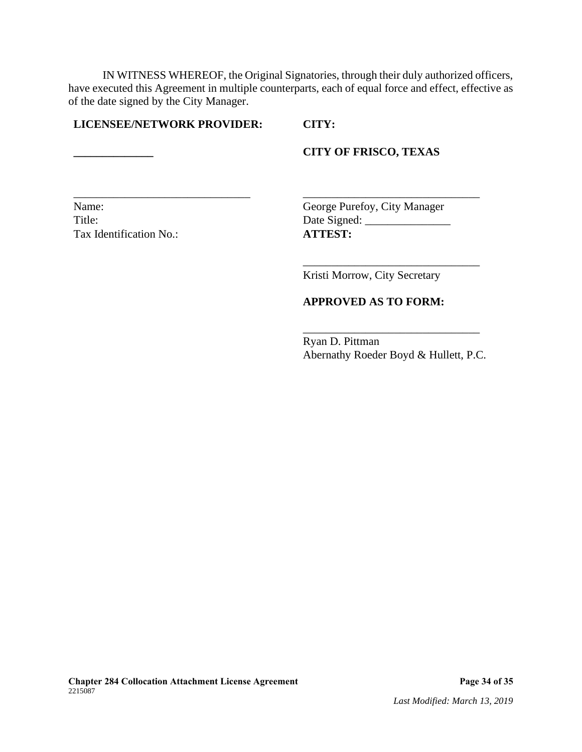IN WITNESS WHEREOF, the Original Signatories, through their duly authorized officers, have executed this Agreement in multiple counterparts, each of equal force and effect, effective as of the date signed by the City Manager.

**LICENSEE/NETWORK PROVIDER:**

**______________**

_______________________________

Name:
Title:
Tax Identification No.:

**CITY:**

**CITY OF FRISCO, TEXAS**

_______________________________
George Purefoy, City Manager
Date Signed: _______________

**ATTEST:**

_______________________________
Kristi Morrow, City Secretary

**APPROVED AS TO FORM:**

_______________________________
Ryan D. Pittman
Abernathy Roeder Boyd & Hullett, P.C.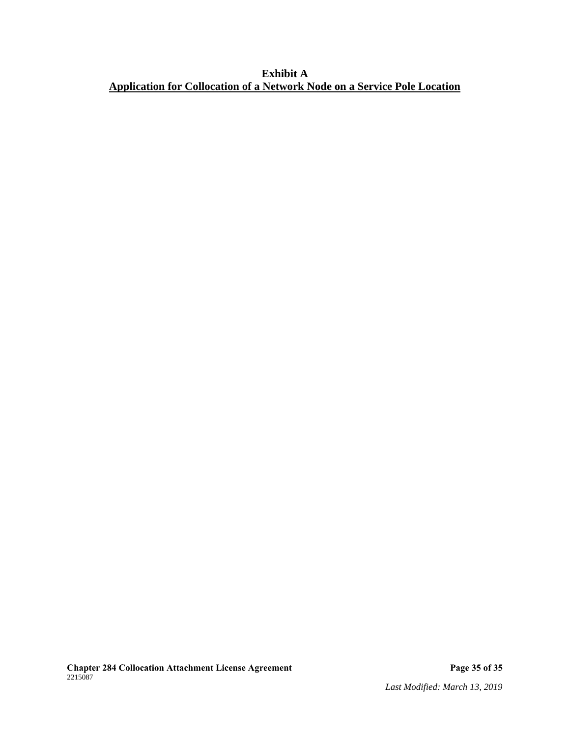**Exhibit A**

**Application for Collocation of a Network Node on a Service Pole Location**